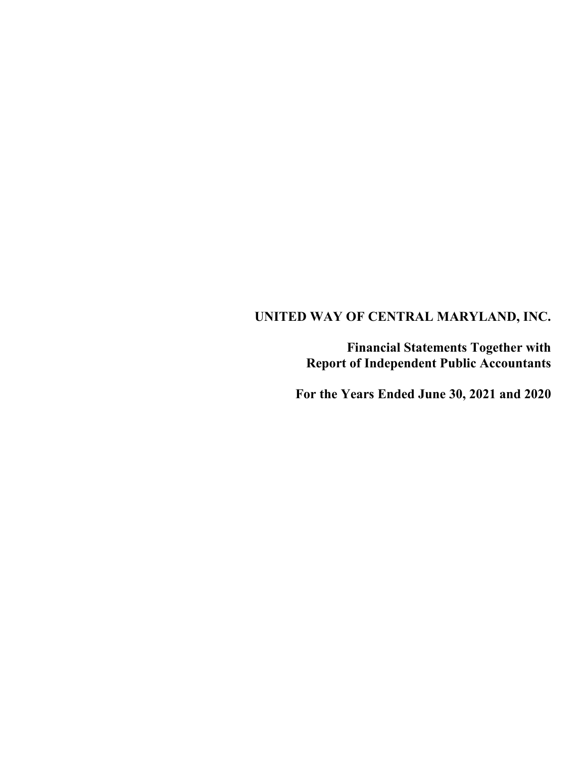# UNITED WAY OF CENTRAL MARYLAND, INC.

**Financial Statements Together with Report of Independent Public Accountants**

**For the Years Ended June 30, 2021 and 2020**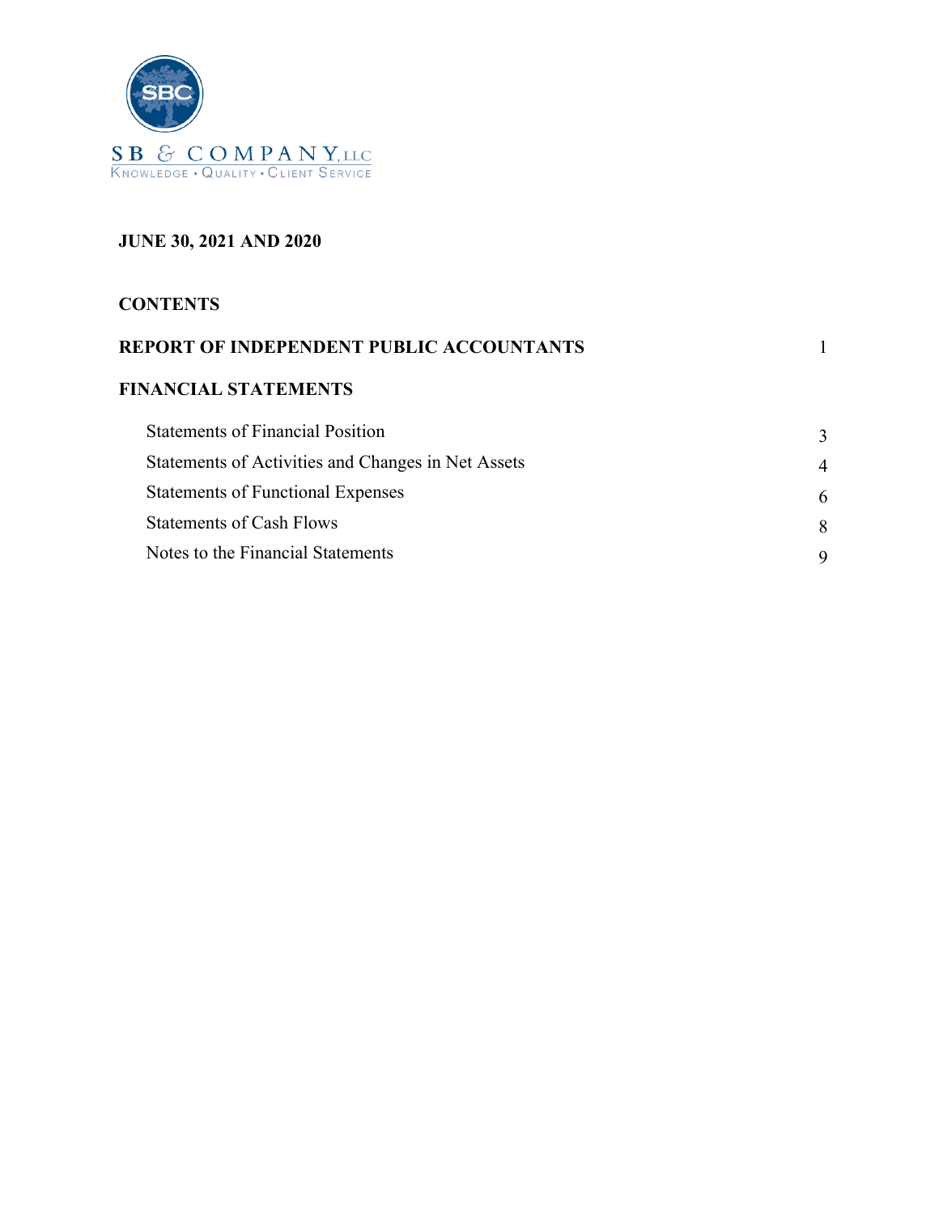SB & COMPANY, LLC
KNOWLEDGE • QUALITY • CLIENT SERVICE

**JUNE 30, 2021 AND 2020**

**CONTENTS**

| | |
|---|---|
| **REPORT OF INDEPENDENT PUBLIC ACCOUNTANTS** | 1 |
| **FINANCIAL STATEMENTS** | |
| Statements of Financial Position | 3 |
| Statements of Activities and Changes in Net Assets | 4 |
| Statements of Functional Expenses | 6 |
| Statements of Cash Flows | 8 |
| Notes to the Financial Statements | 9 |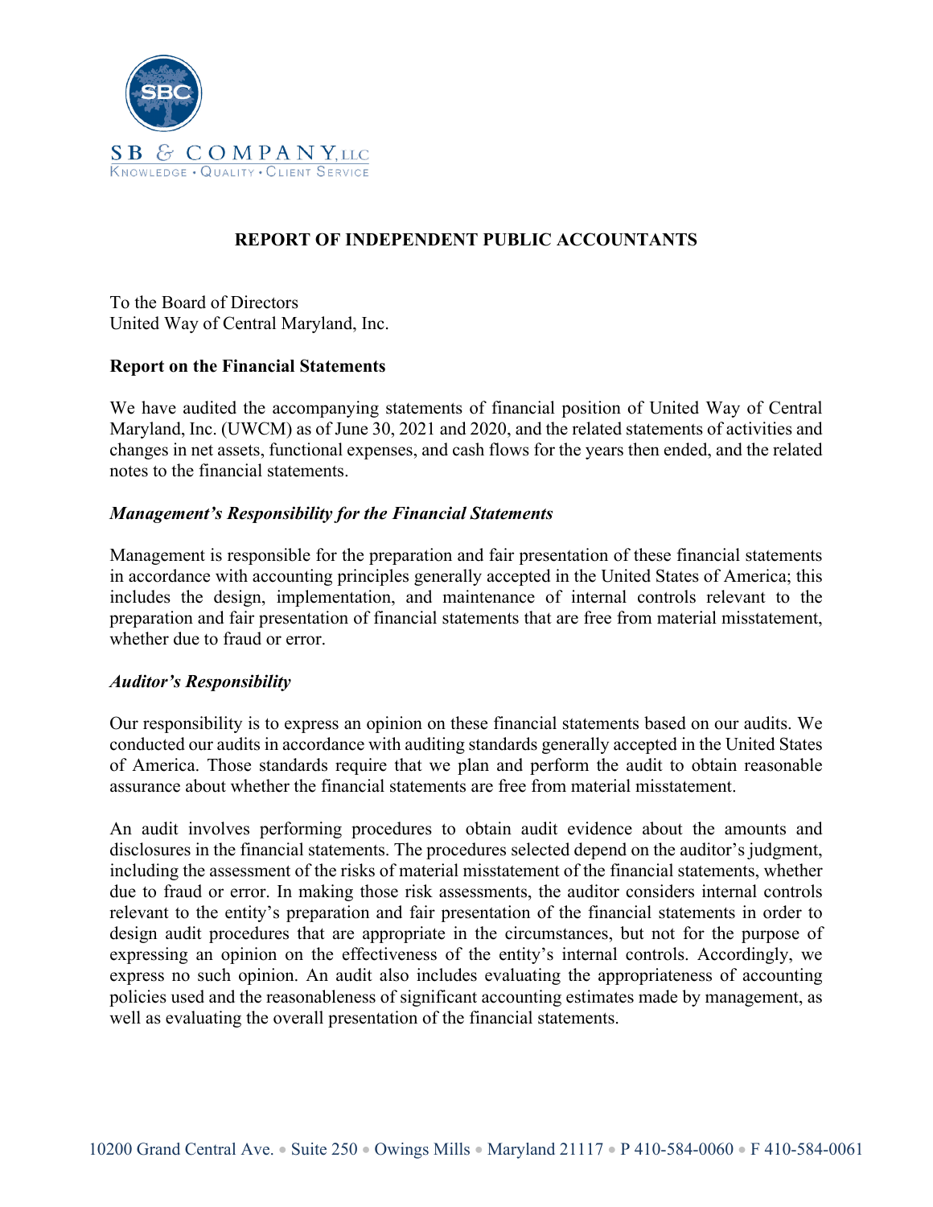SB & COMPANY, LLC
KNOWLEDGE • QUALITY • CLIENT SERVICE

# REPORT OF INDEPENDENT PUBLIC ACCOUNTANTS

To the Board of Directors
United Way of Central Maryland, Inc.

**Report on the Financial Statements**

We have audited the accompanying statements of financial position of United Way of Central Maryland, Inc. (UWCM) as of June 30, 2021 and 2020, and the related statements of activities and changes in net assets, functional expenses, and cash flows for the years then ended, and the related notes to the financial statements.

***Management's Responsibility for the Financial Statements***

Management is responsible for the preparation and fair presentation of these financial statements in accordance with accounting principles generally accepted in the United States of America; this includes the design, implementation, and maintenance of internal controls relevant to the preparation and fair presentation of financial statements that are free from material misstatement, whether due to fraud or error.

***Auditor's Responsibility***

Our responsibility is to express an opinion on these financial statements based on our audits. We conducted our audits in accordance with auditing standards generally accepted in the United States of America. Those standards require that we plan and perform the audit to obtain reasonable assurance about whether the financial statements are free from material misstatement.

An audit involves performing procedures to obtain audit evidence about the amounts and disclosures in the financial statements. The procedures selected depend on the auditor's judgment, including the assessment of the risks of material misstatement of the financial statements, whether due to fraud or error. In making those risk assessments, the auditor considers internal controls relevant to the entity's preparation and fair presentation of the financial statements in order to design audit procedures that are appropriate in the circumstances, but not for the purpose of expressing an opinion on the effectiveness of the entity's internal controls. Accordingly, we express no such opinion. An audit also includes evaluating the appropriateness of accounting policies used and the reasonableness of significant accounting estimates made by management, as well as evaluating the overall presentation of the financial statements.

10200 Grand Central Ave. • Suite 250 • Owings Mills • Maryland 21117 • P 410-584-0060 • F 410-584-0061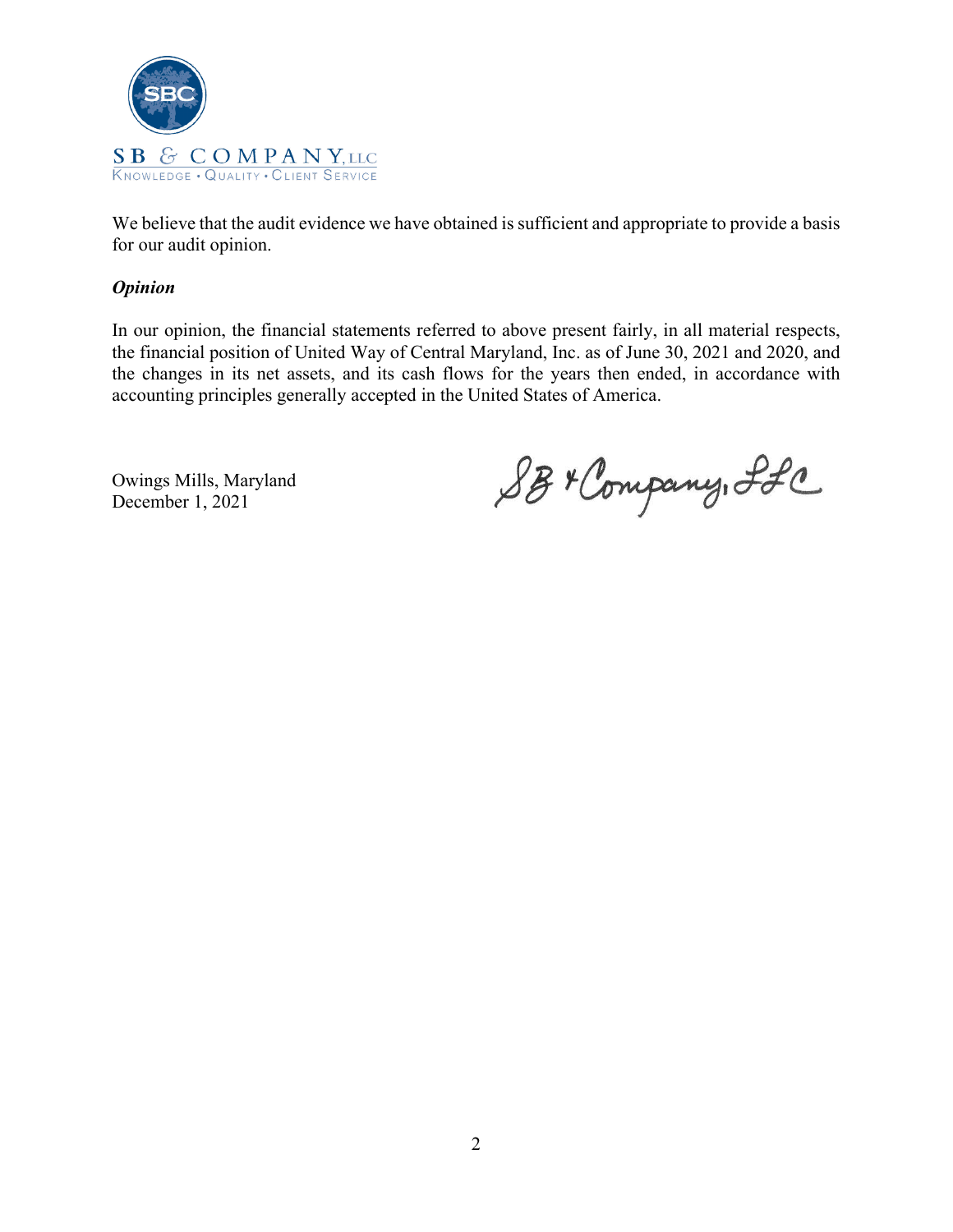We believe that the audit evidence we have obtained is sufficient and appropriate to provide a basis for our audit opinion.

***Opinion***

In our opinion, the financial statements referred to above present fairly, in all material respects, the financial position of United Way of Central Maryland, Inc. as of June 30, 2021 and 2020, and the changes in its net assets, and its cash flows for the years then ended, in accordance with accounting principles generally accepted in the United States of America.

Owings Mills, Maryland
December 1, 2021

SB & Company, LLC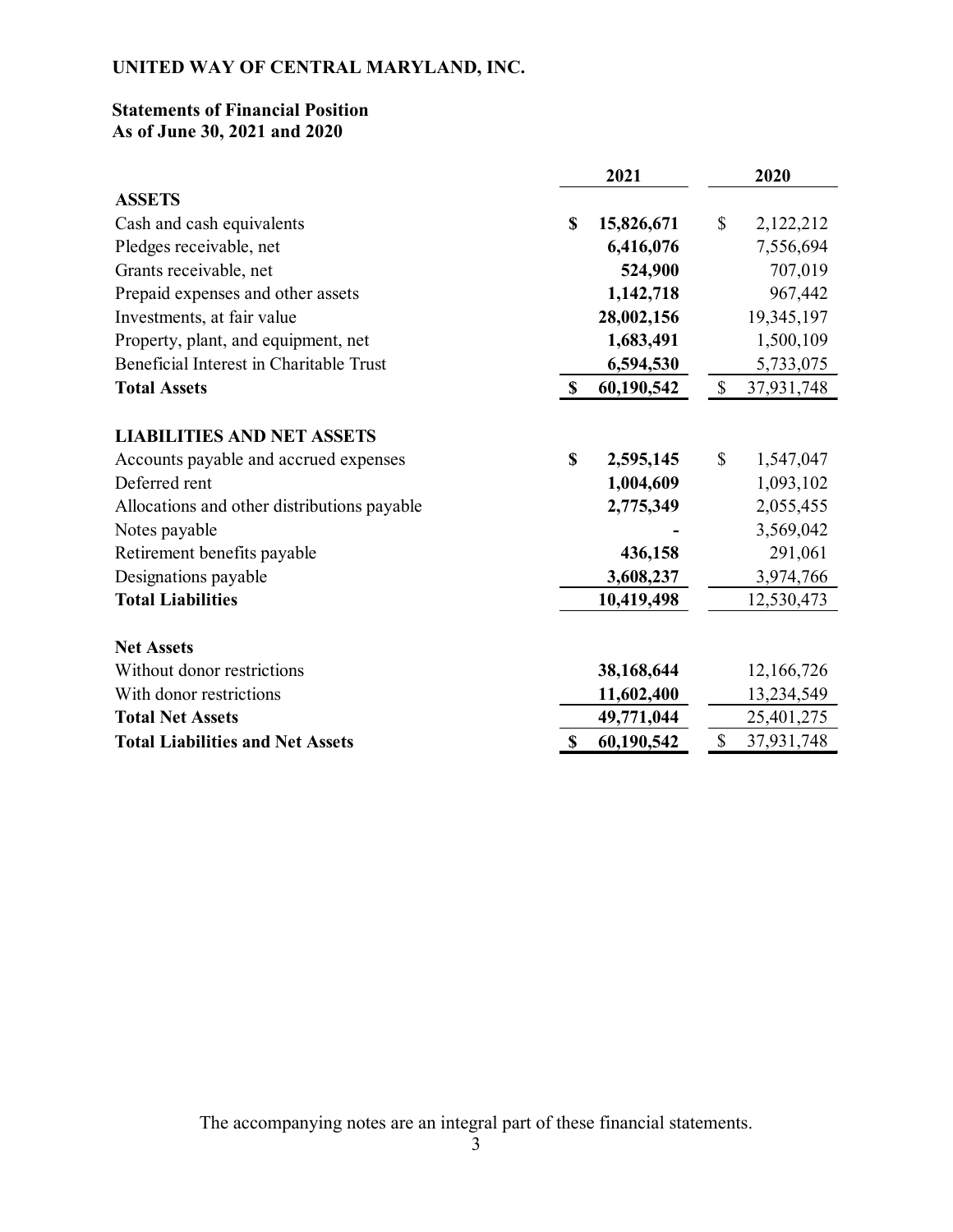# UNITED WAY OF CENTRAL MARYLAND, INC.

## Statements of Financial Position
## As of June 30, 2021 and 2020

| | 2021 | 2020 |
|---|---|---|
| **ASSETS** | | |
| Cash and cash equivalents | **$ 15,826,671** | $ 2,122,212 |
| Pledges receivable, net | **6,416,076** | 7,556,694 |
| Grants receivable, net | **524,900** | 707,019 |
| Prepaid expenses and other assets | **1,142,718** | 967,442 |
| Investments, at fair value | **28,002,156** | 19,345,197 |
| Property, plant, and equipment, net | **1,683,491** | 1,500,109 |
| Beneficial Interest in Charitable Trust | **6,594,530** | 5,733,075 |
| **Total Assets** | **$ 60,190,542** | $ 37,931,748 |
| | | |
| **LIABILITIES AND NET ASSETS** | | |
| Accounts payable and accrued expenses | **$ 2,595,145** | $ 1,547,047 |
| Deferred rent | **1,004,609** | 1,093,102 |
| Allocations and other distributions payable | **2,775,349** | 2,055,455 |
| Notes payable | **-** | 3,569,042 |
| Retirement benefits payable | **436,158** | 291,061 |
| Designations payable | **3,608,237** | 3,974,766 |
| **Total Liabilities** | **10,419,498** | 12,530,473 |
| | | |
| **Net Assets** | | |
| Without donor restrictions | **38,168,644** | 12,166,726 |
| With donor restrictions | **11,602,400** | 13,234,549 |
| **Total Net Assets** | **49,771,044** | 25,401,275 |
| **Total Liabilities and Net Assets** | **$ 60,190,542** | $ 37,931,748 |

The accompanying notes are an integral part of these financial statements.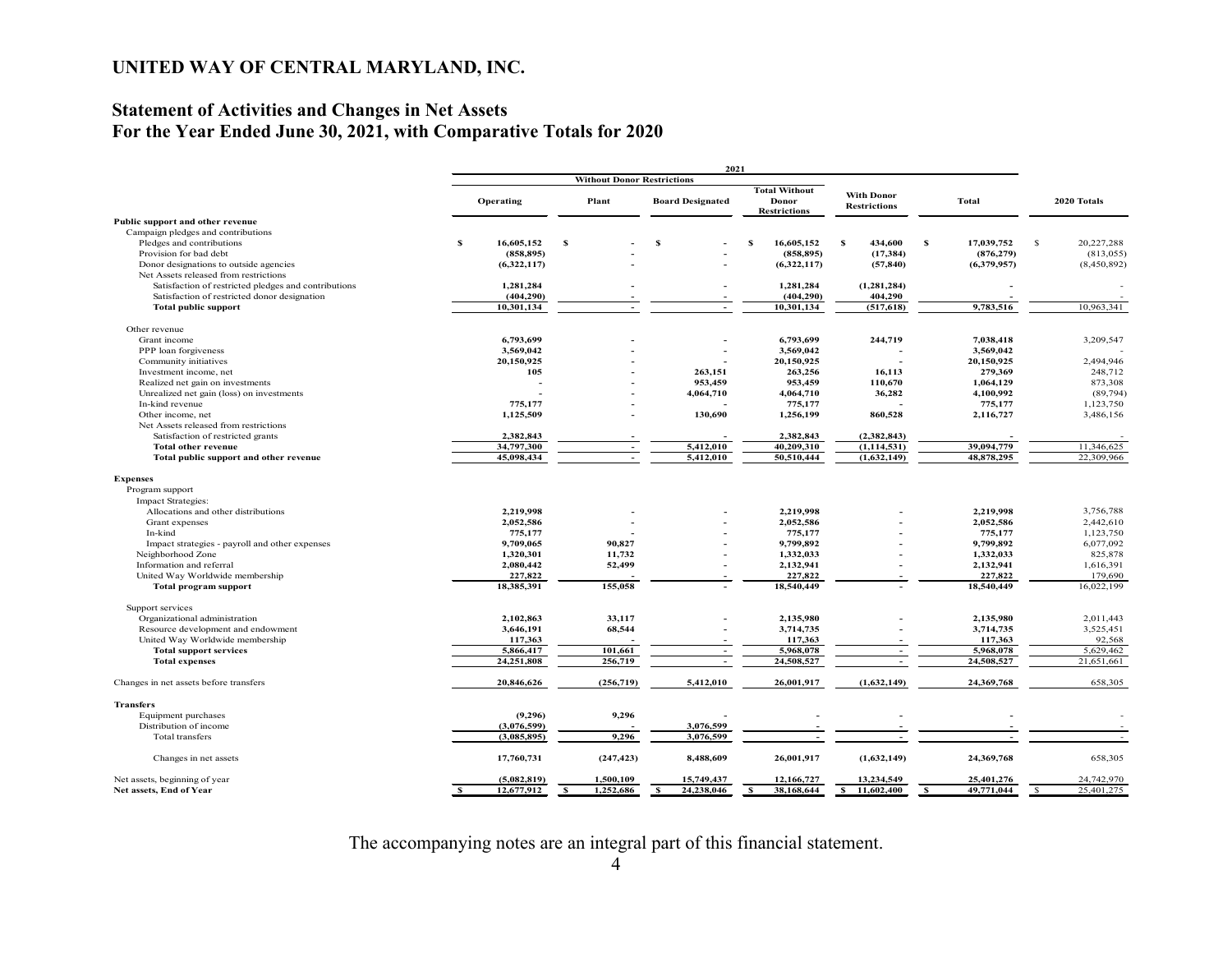# UNITED WAY OF CENTRAL MARYLAND, INC.

## Statement of Activities and Changes in Net Assets
## For the Year Ended June 30, 2021, with Comparative Totals for 2020

| | 2021 | | | | | | |
|---|---|---|---|---|---|---|---|
| | Without Donor Restrictions | | | | | | |
| | Operating | Plant | Board Designated | Total Without Donor Restrictions | With Donor Restrictions | Total | 2020 Totals |
| **Public support and other revenue** | | | | | | | |
| Campaign pledges and contributions | | | | | | | |
| Pledges and contributions | $ 16,605,152 | $ - | $ - | $ 16,605,152 | $ 434,600 | $ 17,039,752 | $ 20,227,288 |
| Provision for bad debt | (858,895) | - | - | (858,895) | (17,384) | (876,279) | (813,055) |
| Donor designations to outside agencies | (6,322,117) | - | - | (6,322,117) | (57,840) | (6,379,957) | (8,450,892) |
| Net Assets released from restrictions | | | | | | | |
| Satisfaction of restricted pledges and contributions | 1,281,284 | - | - | 1,281,284 | (1,281,284) | - | - |
| Satisfaction of restricted donor designation | (404,290) | - | - | (404,290) | 404,290 | - | - |
| **Total public support** | 10,301,134 | - | - | 10,301,134 | (517,618) | 9,783,516 | 10,963,341 |
| Other revenue | | | | | | | |
| Grant income | 6,793,699 | - | - | 6,793,699 | 244,719 | 7,038,418 | 3,209,547 |
| PPP loan forgiveness | 3,569,042 | - | - | 3,569,042 | - | 3,569,042 | - |
| Community initiatives | 20,150,925 | - | - | 20,150,925 | - | 20,150,925 | 2,494,946 |
| Investment income, net | 105 | - | 263,151 | 263,256 | 16,113 | 279,369 | 248,712 |
| Realized net gain on investments | - | - | 953,459 | 953,459 | 110,670 | 1,064,129 | 873,308 |
| Unrealized net gain (loss) on investments | - | - | 4,064,710 | 4,064,710 | 36,282 | 4,100,992 | (89,794) |
| In-kind revenue | 775,177 | - | - | 775,177 | - | 775,177 | 1,123,750 |
| Other income, net | 1,125,509 | - | 130,690 | 1,256,199 | 860,528 | 2,116,727 | 3,486,156 |
| Net Assets released from restrictions | | | | | | | |
| Satisfaction of restricted grants | 2,382,843 | - | - | 2,382,843 | (2,382,843) | - | - |
| **Total other revenue** | 34,797,300 | - | 5,412,010 | 40,209,310 | (1,114,531) | 39,094,779 | 11,346,625 |
| **Total public support and other revenue** | 45,098,434 | - | 5,412,010 | 50,510,444 | (1,632,149) | 48,878,295 | 22,309,966 |
| **Expenses** | | | | | | | |
| Program support | | | | | | | |
| Impact Strategies: | | | | | | | |
| Allocations and other distributions | 2,219,998 | - | - | 2,219,998 | - | 2,219,998 | 3,756,788 |
| Grant expenses | 2,052,586 | - | - | 2,052,586 | - | 2,052,586 | 2,442,610 |
| In-kind | 775,177 | - | - | 775,177 | - | 775,177 | 1,123,750 |
| Impact strategies - payroll and other expenses | 9,709,065 | 90,827 | - | 9,799,892 | - | 9,799,892 | 6,077,092 |
| Neighborhood Zone | 1,320,301 | 11,732 | - | 1,332,033 | - | 1,332,033 | 825,878 |
| Information and referral | 2,080,442 | 52,499 | - | 2,132,941 | - | 2,132,941 | 1,616,391 |
| United Way Worldwide membership | 227,822 | - | - | 227,822 | - | 227,822 | 179,690 |
| **Total program support** | 18,385,391 | 155,058 | - | 18,540,449 | - | 18,540,449 | 16,022,199 |
| Support services | | | | | | | |
| Organizational administration | 2,102,863 | 33,117 | - | 2,135,980 | - | 2,135,980 | 2,011,443 |
| Resource development and endowment | 3,646,191 | 68,544 | - | 3,714,735 | - | 3,714,735 | 3,525,451 |
| United Way Worldwide membership | 117,363 | - | - | 117,363 | - | 117,363 | 92,568 |
| **Total support services** | 5,866,417 | 101,661 | - | 5,968,078 | - | 5,968,078 | 5,629,462 |
| **Total expenses** | 24,251,808 | 256,719 | - | 24,508,527 | - | 24,508,527 | 21,651,661 |
| Changes in net assets before transfers | 20,846,626 | (256,719) | 5,412,010 | 26,001,917 | (1,632,149) | 24,369,768 | 658,305 |
| **Transfers** | | | | | | | |
| Equipment purchases | (9,296) | 9,296 | - | - | - | - | - |
| Distribution of income | (3,076,599) | - | 3,076,599 | - | - | - | - |
| Total transfers | (3,085,895) | 9,296 | 3,076,599 | - | - | - | - |
| Changes in net assets | 17,760,731 | (247,423) | 8,488,609 | 26,001,917 | (1,632,149) | 24,369,768 | 658,305 |
| Net assets, beginning of year | (5,082,819) | 1,500,109 | 15,749,437 | 12,166,727 | 13,234,549 | 25,401,276 | 24,742,970 |
| **Net assets, End of Year** | $ 12,677,912 | $ 1,252,686 | $ 24,238,046 | $ 38,168,644 | $ 11,602,400 | $ 49,771,044 | $ 25,401,275 |

The accompanying notes are an integral part of this financial statement.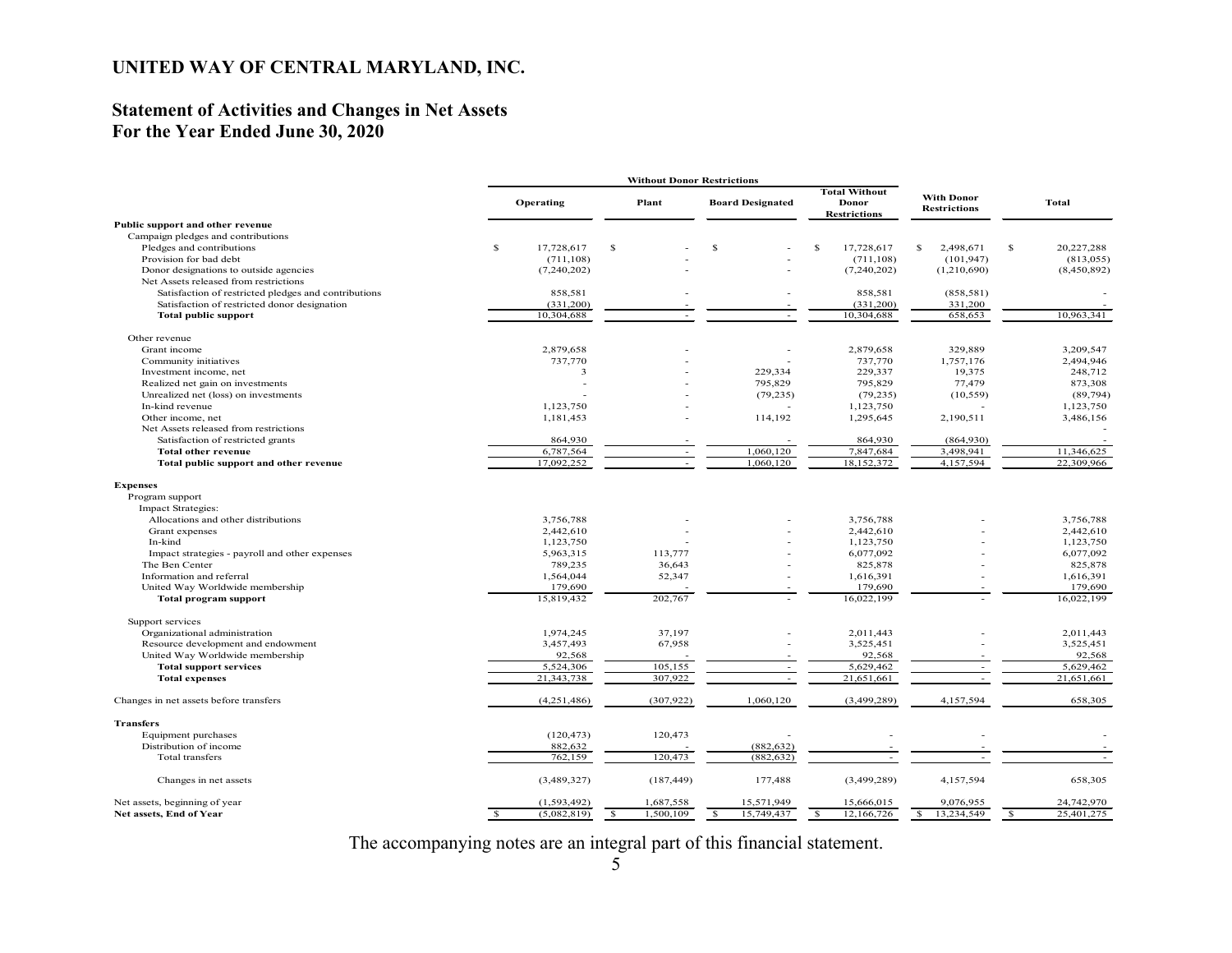# UNITED WAY OF CENTRAL MARYLAND, INC.

## Statement of Activities and Changes in Net Assets
## For the Year Ended June 30, 2020

| | Without Donor Restrictions | | | | | |
|---|---|---|---|---|---|---|
| | Operating | Plant | Board Designated | Total Without Donor Restrictions | With Donor Restrictions | Total |
| **Public support and other revenue** | | | | | | |
| Campaign pledges and contributions | | | | | | |
| Pledges and contributions | $ 17,728,617 | $ - | $ - | $ 17,728,617 | $ 2,498,671 | $ 20,227,288 |
| Provision for bad debt | (711,108) | - | - | (711,108) | (101,947) | (813,055) |
| Donor designations to outside agencies | (7,240,202) | - | - | (7,240,202) | (1,210,690) | (8,450,892) |
| Net Assets released from restrictions | | | | | | |
| Satisfaction of restricted pledges and contributions | 858,581 | - | - | 858,581 | (858,581) | - |
| Satisfaction of restricted donor designation | (331,200) | - | - | (331,200) | 331,200 | - |
| **Total public support** | 10,304,688 | - | - | 10,304,688 | 658,653 | 10,963,341 |
| Other revenue | | | | | | |
| Grant income | 2,879,658 | - | - | 2,879,658 | 329,889 | 3,209,547 |
| Community initiatives | 737,770 | - | - | 737,770 | 1,757,176 | 2,494,946 |
| Investment income, net | 3 | - | 229,334 | 229,337 | 19,375 | 248,712 |
| Realized net gain on investments | - | - | 795,829 | 795,829 | 77,479 | 873,308 |
| Unrealized net (loss) on investments | - | - | (79,235) | (79,235) | (10,559) | (89,794) |
| In-kind revenue | 1,123,750 | - | - | 1,123,750 | - | 1,123,750 |
| Other income, net | 1,181,453 | - | 114,192 | 1,295,645 | 2,190,511 | 3,486,156 |
| Net Assets released from restrictions | | | | | | - |
| Satisfaction of restricted grants | 864,930 | - | - | 864,930 | (864,930) | - |
| **Total other revenue** | 6,787,564 | - | 1,060,120 | 7,847,684 | 3,498,941 | 11,346,625 |
| **Total public support and other revenue** | 17,092,252 | - | 1,060,120 | 18,152,372 | 4,157,594 | 22,309,966 |
| **Expenses** | | | | | | |
| Program support | | | | | | |
| Impact Strategies: | | | | | | |
| Allocations and other distributions | 3,756,788 | - | - | 3,756,788 | - | 3,756,788 |
| Grant expenses | 2,442,610 | - | - | 2,442,610 | - | 2,442,610 |
| In-kind | 1,123,750 | - | - | 1,123,750 | - | 1,123,750 |
| Impact strategies - payroll and other expenses | 5,963,315 | 113,777 | - | 6,077,092 | - | 6,077,092 |
| The Ben Center | 789,235 | 36,643 | - | 825,878 | - | 825,878 |
| Information and referral | 1,564,044 | 52,347 | - | 1,616,391 | - | 1,616,391 |
| United Way Worldwide membership | 179,690 | - | - | 179,690 | - | 179,690 |
| **Total program support** | 15,819,432 | 202,767 | - | 16,022,199 | - | 16,022,199 |
| Support services | | | | | | |
| Organizational administration | 1,974,245 | 37,197 | - | 2,011,443 | - | 2,011,443 |
| Resource development and endowment | 3,457,493 | 67,958 | - | 3,525,451 | - | 3,525,451 |
| United Way Worldwide membership | 92,568 | - | - | 92,568 | - | 92,568 |
| **Total support services** | 5,524,306 | 105,155 | - | 5,629,462 | - | 5,629,462 |
| **Total expenses** | 21,343,738 | 307,922 | - | 21,651,661 | - | 21,651,661 |
| Changes in net assets before transfers | (4,251,486) | (307,922) | 1,060,120 | (3,499,289) | 4,157,594 | 658,305 |
| **Transfers** | | | | | | |
| Equipment purchases | (120,473) | 120,473 | - | - | - | - |
| Distribution of income | 882,632 | - | (882,632) | - | - | - |
| Total transfers | 762,159 | 120,473 | (882,632) | - | - | - |
| Changes in net assets | (3,489,327) | (187,449) | 177,488 | (3,499,289) | 4,157,594 | 658,305 |
| Net assets, beginning of year | (1,593,492) | 1,687,558 | 15,571,949 | 15,666,015 | 9,076,955 | 24,742,970 |
| **Net assets, End of Year** | $ (5,082,819) | $ 1,500,109 | $ 15,749,437 | $ 12,166,726 | $ 13,234,549 | $ 25,401,275 |

The accompanying notes are an integral part of this financial statement.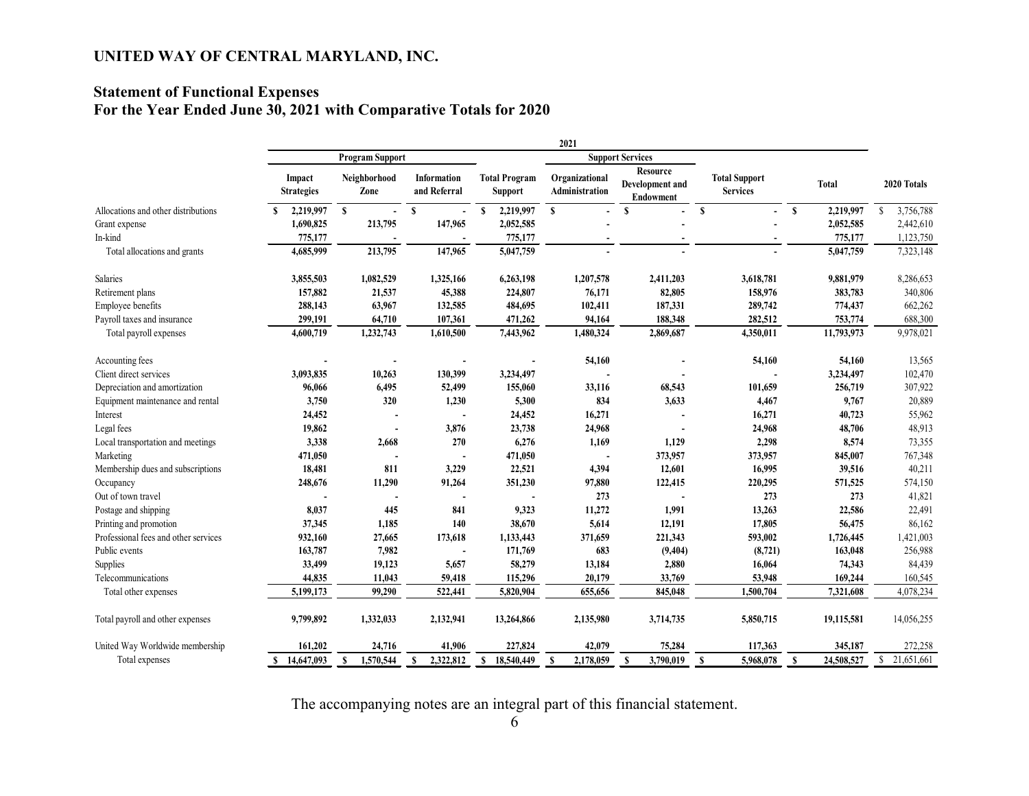# UNITED WAY OF CENTRAL MARYLAND, INC.

## Statement of Functional Expenses
## For the Year Ended June 30, 2021 with Comparative Totals for 2020

| | 2021 | | | | | | | | |
|---|---|---|---|---|---|---|---|---|---|
| | Program Support | | | | Support Services | | | | |
| | Impact Strategies | Neighborhood Zone | Information and Referral | Total Program Support | Organizational Administration | Resource Development and Endowment | Total Support Services | Total | 2020 Totals |
| Allocations and other distributions | $ 2,219,997 | $ - | $ - | $ 2,219,997 | $ - | $ - | $ - | $ 2,219,997 | $ 3,756,788 |
| Grant expense | 1,690,825 | 213,795 | 147,965 | 2,052,585 | - | - | - | 2,052,585 | 2,442,610 |
| In-kind | 775,177 | - | - | 775,177 | - | - | - | 775,177 | 1,123,750 |
| Total allocations and grants | 4,685,999 | 213,795 | 147,965 | 5,047,759 | - | - | - | 5,047,759 | 7,323,148 |
| Salaries | 3,855,503 | 1,082,529 | 1,325,166 | 6,263,198 | 1,207,578 | 2,411,203 | 3,618,781 | 9,881,979 | 8,286,653 |
| Retirement plans | 157,882 | 21,537 | 45,388 | 224,807 | 76,171 | 82,805 | 158,976 | 383,783 | 340,806 |
| Employee benefits | 288,143 | 63,967 | 132,585 | 484,695 | 102,411 | 187,331 | 289,742 | 774,437 | 662,262 |
| Payroll taxes and insurance | 299,191 | 64,710 | 107,361 | 471,262 | 94,164 | 188,348 | 282,512 | 753,774 | 688,300 |
| Total payroll expenses | 4,600,719 | 1,232,743 | 1,610,500 | 7,443,962 | 1,480,324 | 2,869,687 | 4,350,011 | 11,793,973 | 9,978,021 |
| Accounting fees | - | - | - | - | 54,160 | - | 54,160 | 54,160 | 13,565 |
| Client direct services | 3,093,835 | 10,263 | 130,399 | 3,234,497 | - | - | - | 3,234,497 | 102,470 |
| Depreciation and amortization | 96,066 | 6,495 | 52,499 | 155,060 | 33,116 | 68,543 | 101,659 | 256,719 | 307,922 |
| Equipment maintenance and rental | 3,750 | 320 | 1,230 | 5,300 | 834 | 3,633 | 4,467 | 9,767 | 20,889 |
| Interest | 24,452 | - | - | 24,452 | 16,271 | - | 16,271 | 40,723 | 55,962 |
| Legal fees | 19,862 | - | 3,876 | 23,738 | 24,968 | - | 24,968 | 48,706 | 48,913 |
| Local transportation and meetings | 3,338 | 2,668 | 270 | 6,276 | 1,169 | 1,129 | 2,298 | 8,574 | 73,355 |
| Marketing | 471,050 | - | - | 471,050 | - | 373,957 | 373,957 | 845,007 | 767,348 |
| Membership dues and subscriptions | 18,481 | 811 | 3,229 | 22,521 | 4,394 | 12,601 | 16,995 | 39,516 | 40,211 |
| Occupancy | 248,676 | 11,290 | 91,264 | 351,230 | 97,880 | 122,415 | 220,295 | 571,525 | 574,150 |
| Out of town travel | - | - | - | - | 273 | - | 273 | 273 | 41,821 |
| Postage and shipping | 8,037 | 445 | 841 | 9,323 | 11,272 | 1,991 | 13,263 | 22,586 | 22,491 |
| Printing and promotion | 37,345 | 1,185 | 140 | 38,670 | 5,614 | 12,191 | 17,805 | 56,475 | 86,162 |
| Professional fees and other services | 932,160 | 27,665 | 173,618 | 1,133,443 | 371,659 | 221,343 | 593,002 | 1,726,445 | 1,421,003 |
| Public events | 163,787 | 7,982 | - | 171,769 | 683 | (9,404) | (8,721) | 163,048 | 256,988 |
| Supplies | 33,499 | 19,123 | 5,657 | 58,279 | 13,184 | 2,880 | 16,064 | 74,343 | 84,439 |
| Telecommunications | 44,835 | 11,043 | 59,418 | 115,296 | 20,179 | 33,769 | 53,948 | 169,244 | 160,545 |
| Total other expenses | 5,199,173 | 99,290 | 522,441 | 5,820,904 | 655,656 | 845,048 | 1,500,704 | 7,321,608 | 4,078,234 |
| Total payroll and other expenses | 9,799,892 | 1,332,033 | 2,132,941 | 13,264,866 | 2,135,980 | 3,714,735 | 5,850,715 | 19,115,581 | 14,056,255 |
| United Way Worldwide membership | 161,202 | 24,716 | 41,906 | 227,824 | 42,079 | 75,284 | 117,363 | 345,187 | 272,258 |
| Total expenses | $ 14,647,093 | $ 1,570,544 | $ 2,322,812 | $ 18,540,449 | $ 2,178,059 | $ 3,790,019 | $ 5,968,078 | $ 24,508,527 | $ 21,651,661 |

The accompanying notes are an integral part of this financial statement.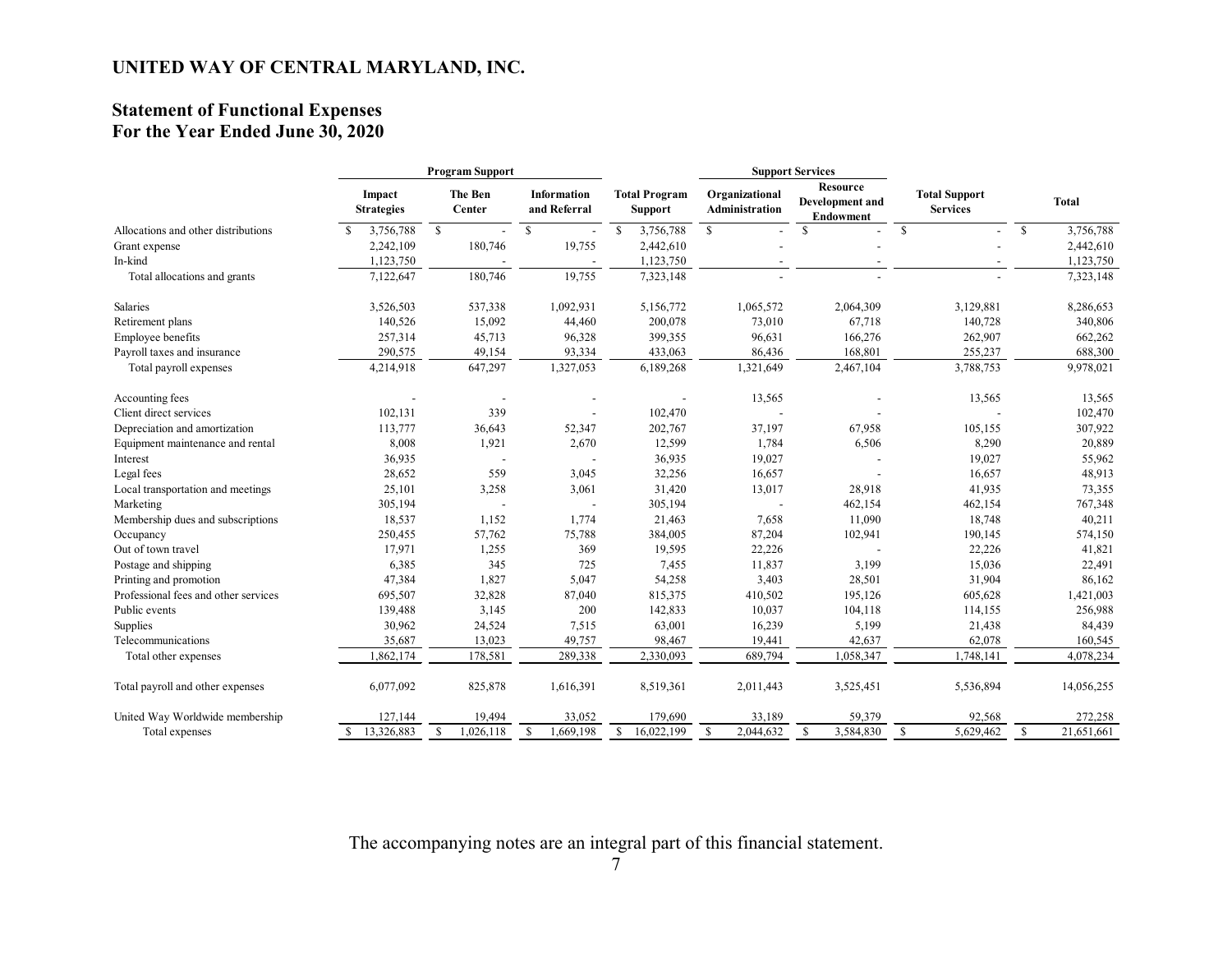## UNITED WAY OF CENTRAL MARYLAND, INC.

## Statement of Functional Expenses
## For the Year Ended June 30, 2020

| | Program Support | | | | Support Services | | | |
|---|---|---|---|---|---|---|---|---|
| | Impact Strategies | The Ben Center | Information and Referral | Total Program Support | Organizational Administration | Resource Development and Endowment | Total Support Services | Total |
| Allocations and other distributions | $ 3,756,788 | $ - | $ - | $ 3,756,788 | $ - | $ - | $ - | $ 3,756,788 |
| Grant expense | 2,242,109 | 180,746 | 19,755 | 2,442,610 | - | - | - | 2,442,610 |
| In-kind | 1,123,750 | - | - | 1,123,750 | - | - | - | 1,123,750 |
| Total allocations and grants | 7,122,647 | 180,746 | 19,755 | 7,323,148 | - | - | - | 7,323,148 |
| Salaries | 3,526,503 | 537,338 | 1,092,931 | 5,156,772 | 1,065,572 | 2,064,309 | 3,129,881 | 8,286,653 |
| Retirement plans | 140,526 | 15,092 | 44,460 | 200,078 | 73,010 | 67,718 | 140,728 | 340,806 |
| Employee benefits | 257,314 | 45,713 | 96,328 | 399,355 | 96,631 | 166,276 | 262,907 | 662,262 |
| Payroll taxes and insurance | 290,575 | 49,154 | 93,334 | 433,063 | 86,436 | 168,801 | 255,237 | 688,300 |
| Total payroll expenses | 4,214,918 | 647,297 | 1,327,053 | 6,189,268 | 1,321,649 | 2,467,104 | 3,788,753 | 9,978,021 |
| Accounting fees | - | - | - | - | 13,565 | - | 13,565 | 13,565 |
| Client direct services | 102,131 | 339 | - | 102,470 | - | - | - | 102,470 |
| Depreciation and amortization | 113,777 | 36,643 | 52,347 | 202,767 | 37,197 | 67,958 | 105,155 | 307,922 |
| Equipment maintenance and rental | 8,008 | 1,921 | 2,670 | 12,599 | 1,784 | 6,506 | 8,290 | 20,889 |
| Interest | 36,935 | - | - | 36,935 | 19,027 | - | 19,027 | 55,962 |
| Legal fees | 28,652 | 559 | 3,045 | 32,256 | 16,657 | - | 16,657 | 48,913 |
| Local transportation and meetings | 25,101 | 3,258 | 3,061 | 31,420 | 13,017 | 28,918 | 41,935 | 73,355 |
| Marketing | 305,194 | - | - | 305,194 | - | 462,154 | 462,154 | 767,348 |
| Membership dues and subscriptions | 18,537 | 1,152 | 1,774 | 21,463 | 7,658 | 11,090 | 18,748 | 40,211 |
| Occupancy | 250,455 | 57,762 | 75,788 | 384,005 | 87,204 | 102,941 | 190,145 | 574,150 |
| Out of town travel | 17,971 | 1,255 | 369 | 19,595 | 22,226 | - | 22,226 | 41,821 |
| Postage and shipping | 6,385 | 345 | 725 | 7,455 | 11,837 | 3,199 | 15,036 | 22,491 |
| Printing and promotion | 47,384 | 1,827 | 5,047 | 54,258 | 3,403 | 28,501 | 31,904 | 86,162 |
| Professional fees and other services | 695,507 | 32,828 | 87,040 | 815,375 | 410,502 | 195,126 | 605,628 | 1,421,003 |
| Public events | 139,488 | 3,145 | 200 | 142,833 | 10,037 | 104,118 | 114,155 | 256,988 |
| Supplies | 30,962 | 24,524 | 7,515 | 63,001 | 16,239 | 5,199 | 21,438 | 84,439 |
| Telecommunications | 35,687 | 13,023 | 49,757 | 98,467 | 19,441 | 42,637 | 62,078 | 160,545 |
| Total other expenses | 1,862,174 | 178,581 | 289,338 | 2,330,093 | 689,794 | 1,058,347 | 1,748,141 | 4,078,234 |
| Total payroll and other expenses | 6,077,092 | 825,878 | 1,616,391 | 8,519,361 | 2,011,443 | 3,525,451 | 5,536,894 | 14,056,255 |
| United Way Worldwide membership | 127,144 | 19,494 | 33,052 | 179,690 | 33,189 | 59,379 | 92,568 | 272,258 |
| Total expenses | $ 13,326,883 | $ 1,026,118 | $ 1,669,198 | $ 16,022,199 | $ 2,044,632 | $ 3,584,830 | $ 5,629,462 | $ 21,651,661 |

The accompanying notes are an integral part of this financial statement.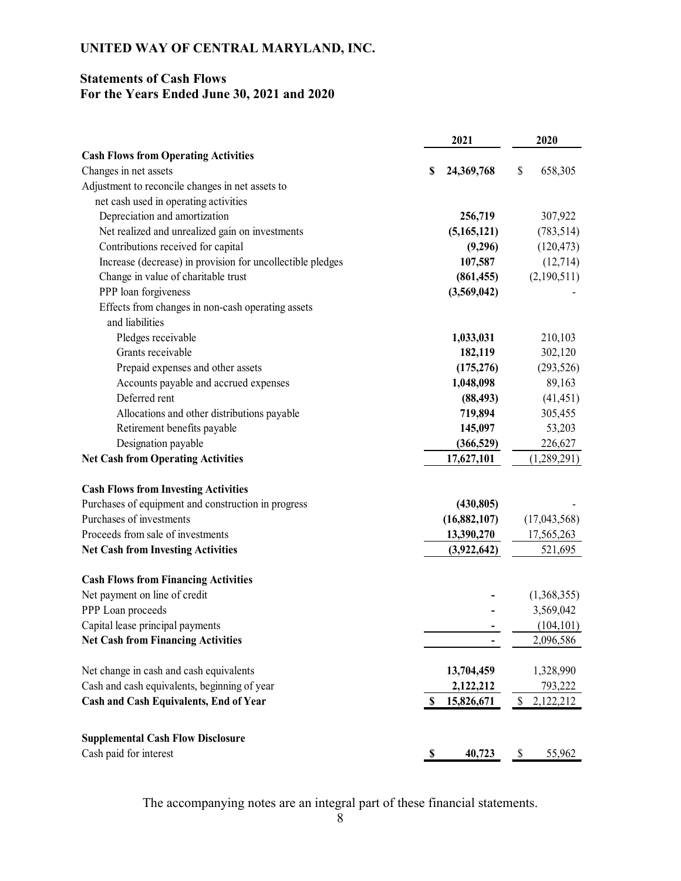# UNITED WAY OF CENTRAL MARYLAND, INC.

## Statements of Cash Flows
## For the Years Ended June 30, 2021 and 2020

| | 2021 | 2020 |
|---|---|---|
| **Cash Flows from Operating Activities** | | |
| Changes in net assets | **$ 24,369,768** | $ 658,305 |
| Adjustment to reconcile changes in net assets to net cash used in operating activities | | |
| Depreciation and amortization | **256,719** | 307,922 |
| Net realized and unrealized gain on investments | **(5,165,121)** | (783,514) |
| Contributions received for capital | **(9,296)** | (120,473) |
| Increase (decrease) in provision for uncollectible pledges | **107,587** | (12,714) |
| Change in value of charitable trust | **(861,455)** | (2,190,511) |
| PPP loan forgiveness | **(3,569,042)** | - |
| Effects from changes in non-cash operating assets and liabilities | | |
| Pledges receivable | **1,033,031** | 210,103 |
| Grants receivable | **182,119** | 302,120 |
| Prepaid expenses and other assets | **(175,276)** | (293,526) |
| Accounts payable and accrued expenses | **1,048,098** | 89,163 |
| Deferred rent | **(88,493)** | (41,451) |
| Allocations and other distributions payable | **719,894** | 305,455 |
| Retirement benefits payable | **145,097** | 53,203 |
| Designation payable | **(366,529)** | 226,627 |
| **Net Cash from Operating Activities** | **17,627,101** | (1,289,291) |
| | | |
| **Cash Flows from Investing Activities** | | |
| Purchases of equipment and construction in progress | **(430,805)** | - |
| Purchases of investments | **(16,882,107)** | (17,043,568) |
| Proceeds from sale of investments | **13,390,270** | 17,565,263 |
| **Net Cash from Investing Activities** | **(3,922,642)** | 521,695 |
| | | |
| **Cash Flows from Financing Activities** | | |
| Net payment on line of credit | **-** | (1,368,355) |
| PPP Loan proceeds | **-** | 3,569,042 |
| Capital lease principal payments | **-** | (104,101) |
| **Net Cash from Financing Activities** | **-** | 2,096,586 |
| | | |
| Net change in cash and cash equivalents | **13,704,459** | 1,328,990 |
| Cash and cash equivalents, beginning of year | **2,122,212** | 793,222 |
| **Cash and Cash Equivalents, End of Year** | **$ 15,826,671** | $ 2,122,212 |
| | | |
| **Supplemental Cash Flow Disclosure** | | |
| Cash paid for interest | **$ 40,723** | $ 55,962 |

The accompanying notes are an integral part of these financial statements.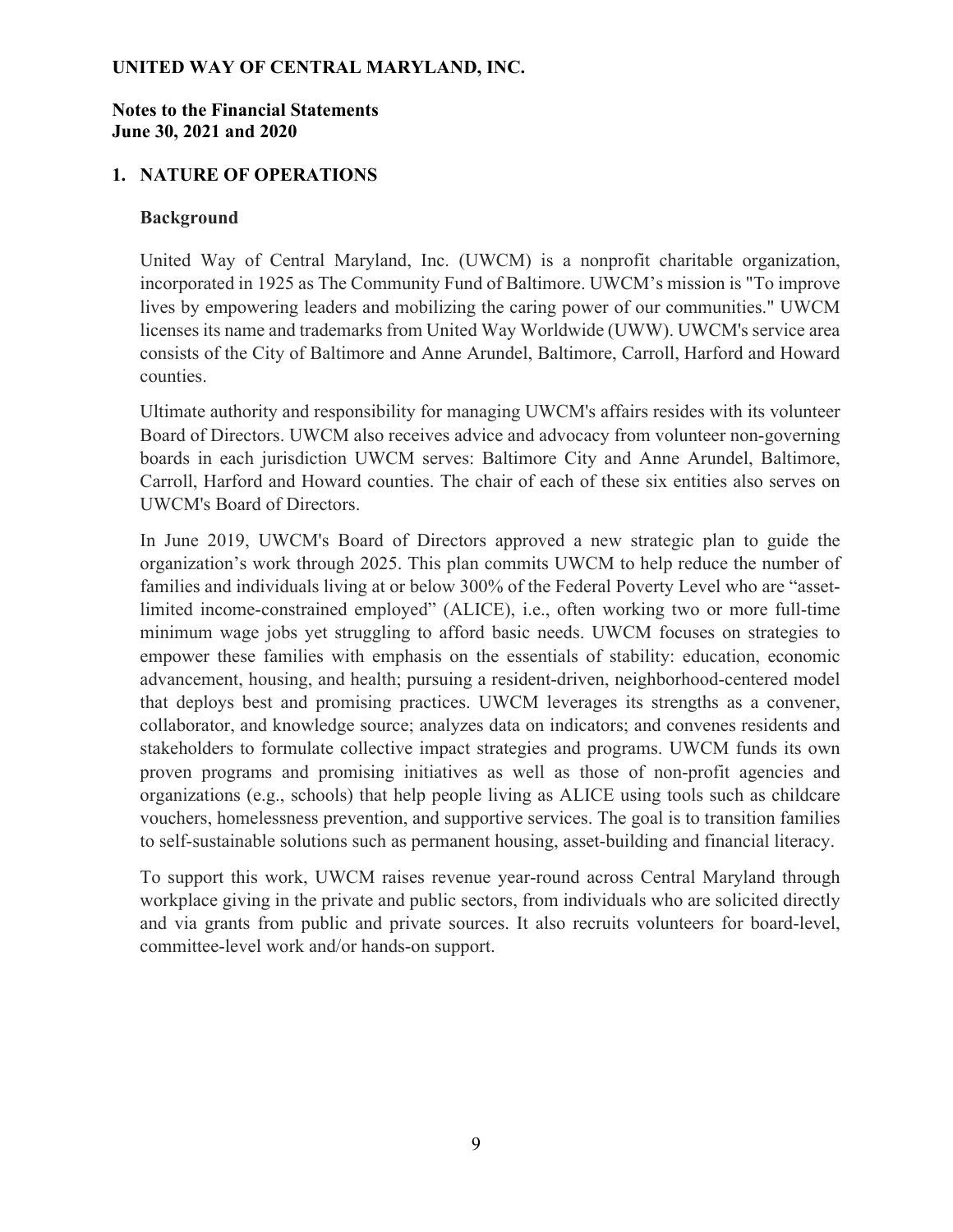**UNITED WAY OF CENTRAL MARYLAND, INC.**

**Notes to the Financial Statements**
**June 30, 2021 and 2020**

## 1. NATURE OF OPERATIONS

### Background

United Way of Central Maryland, Inc. (UWCM) is a nonprofit charitable organization, incorporated in 1925 as The Community Fund of Baltimore. UWCM's mission is "To improve lives by empowering leaders and mobilizing the caring power of our communities." UWCM licenses its name and trademarks from United Way Worldwide (UWW). UWCM's service area consists of the City of Baltimore and Anne Arundel, Baltimore, Carroll, Harford and Howard counties.

Ultimate authority and responsibility for managing UWCM's affairs resides with its volunteer Board of Directors. UWCM also receives advice and advocacy from volunteer non-governing boards in each jurisdiction UWCM serves: Baltimore City and Anne Arundel, Baltimore, Carroll, Harford and Howard counties. The chair of each of these six entities also serves on UWCM's Board of Directors.

In June 2019, UWCM's Board of Directors approved a new strategic plan to guide the organization's work through 2025. This plan commits UWCM to help reduce the number of families and individuals living at or below 300% of the Federal Poverty Level who are "asset-limited income-constrained employed" (ALICE), i.e., often working two or more full-time minimum wage jobs yet struggling to afford basic needs. UWCM focuses on strategies to empower these families with emphasis on the essentials of stability: education, economic advancement, housing, and health; pursuing a resident-driven, neighborhood-centered model that deploys best and promising practices. UWCM leverages its strengths as a convener, collaborator, and knowledge source; analyzes data on indicators; and convenes residents and stakeholders to formulate collective impact strategies and programs. UWCM funds its own proven programs and promising initiatives as well as those of non-profit agencies and organizations (e.g., schools) that help people living as ALICE using tools such as childcare vouchers, homelessness prevention, and supportive services. The goal is to transition families to self-sustainable solutions such as permanent housing, asset-building and financial literacy.

To support this work, UWCM raises revenue year-round across Central Maryland through workplace giving in the private and public sectors, from individuals who are solicited directly and via grants from public and private sources. It also recruits volunteers for board-level, committee-level work and/or hands-on support.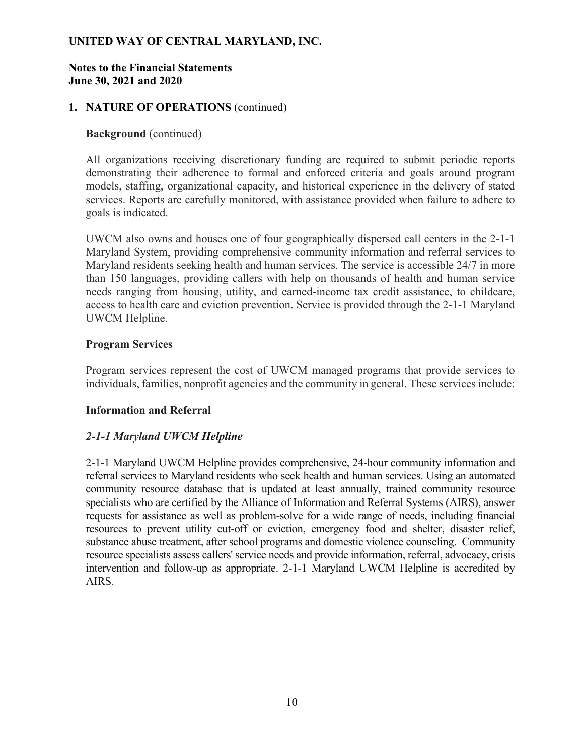**UNITED WAY OF CENTRAL MARYLAND, INC.**

**Notes to the Financial Statements**
**June 30, 2021 and 2020**

## 1. NATURE OF OPERATIONS (continued)

**Background** (continued)

All organizations receiving discretionary funding are required to submit periodic reports demonstrating their adherence to formal and enforced criteria and goals around program models, staffing, organizational capacity, and historical experience in the delivery of stated services. Reports are carefully monitored, with assistance provided when failure to adhere to goals is indicated.

UWCM also owns and houses one of four geographically dispersed call centers in the 2-1-1 Maryland System, providing comprehensive community information and referral services to Maryland residents seeking health and human services. The service is accessible 24/7 in more than 150 languages, providing callers with help on thousands of health and human service needs ranging from housing, utility, and earned-income tax credit assistance, to childcare, access to health care and eviction prevention. Service is provided through the 2-1-1 Maryland UWCM Helpline.

### Program Services

Program services represent the cost of UWCM managed programs that provide services to individuals, families, nonprofit agencies and the community in general. These services include:

### Information and Referral

#### *2-1-1 Maryland UWCM Helpline*

2-1-1 Maryland UWCM Helpline provides comprehensive, 24-hour community information and referral services to Maryland residents who seek health and human services. Using an automated community resource database that is updated at least annually, trained community resource specialists who are certified by the Alliance of Information and Referral Systems (AIRS), answer requests for assistance as well as problem-solve for a wide range of needs, including financial resources to prevent utility cut-off or eviction, emergency food and shelter, disaster relief, substance abuse treatment, after school programs and domestic violence counseling. Community resource specialists assess callers' service needs and provide information, referral, advocacy, crisis intervention and follow-up as appropriate. 2-1-1 Maryland UWCM Helpline is accredited by AIRS.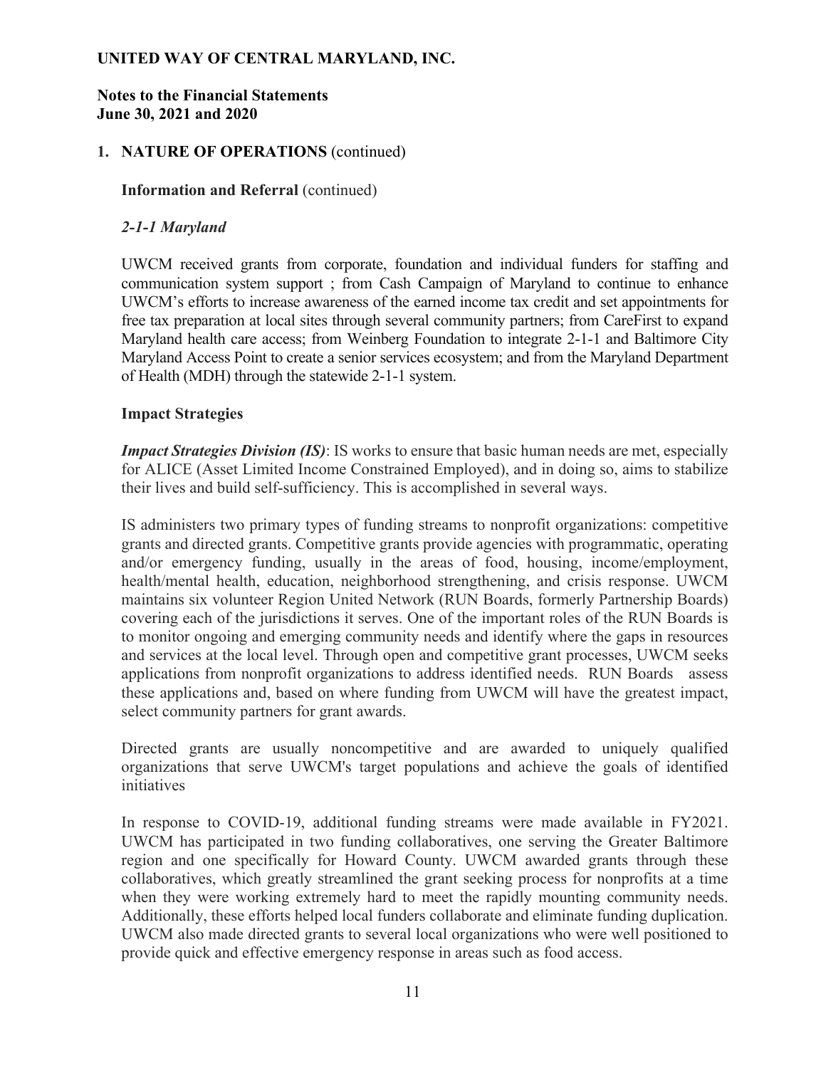**UNITED WAY OF CENTRAL MARYLAND, INC.**

**Notes to the Financial Statements**
**June 30, 2021 and 2020**

## 1. NATURE OF OPERATIONS (continued)

**Information and Referral** (continued)

***2-1-1 Maryland***

UWCM received grants from corporate, foundation and individual funders for staffing and communication system support ; from Cash Campaign of Maryland to continue to enhance UWCM's efforts to increase awareness of the earned income tax credit and set appointments for free tax preparation at local sites through several community partners; from CareFirst to expand Maryland health care access; from Weinberg Foundation to integrate 2-1-1 and Baltimore City Maryland Access Point to create a senior services ecosystem; and from the Maryland Department of Health (MDH) through the statewide 2-1-1 system.

**Impact Strategies**

***Impact Strategies Division (IS)***: IS works to ensure that basic human needs are met, especially for ALICE (Asset Limited Income Constrained Employed), and in doing so, aims to stabilize their lives and build self-sufficiency. This is accomplished in several ways.

IS administers two primary types of funding streams to nonprofit organizations: competitive grants and directed grants. Competitive grants provide agencies with programmatic, operating and/or emergency funding, usually in the areas of food, housing, income/employment, health/mental health, education, neighborhood strengthening, and crisis response. UWCM maintains six volunteer Region United Network (RUN Boards, formerly Partnership Boards) covering each of the jurisdictions it serves. One of the important roles of the RUN Boards is to monitor ongoing and emerging community needs and identify where the gaps in resources and services at the local level. Through open and competitive grant processes, UWCM seeks applications from nonprofit organizations to address identified needs. RUN Boards assess these applications and, based on where funding from UWCM will have the greatest impact, select community partners for grant awards.

Directed grants are usually noncompetitive and are awarded to uniquely qualified organizations that serve UWCM's target populations and achieve the goals of identified initiatives

In response to COVID-19, additional funding streams were made available in FY2021. UWCM has participated in two funding collaboratives, one serving the Greater Baltimore region and one specifically for Howard County. UWCM awarded grants through these collaboratives, which greatly streamlined the grant seeking process for nonprofits at a time when they were working extremely hard to meet the rapidly mounting community needs. Additionally, these efforts helped local funders collaborate and eliminate funding duplication. UWCM also made directed grants to several local organizations who were well positioned to provide quick and effective emergency response in areas such as food access.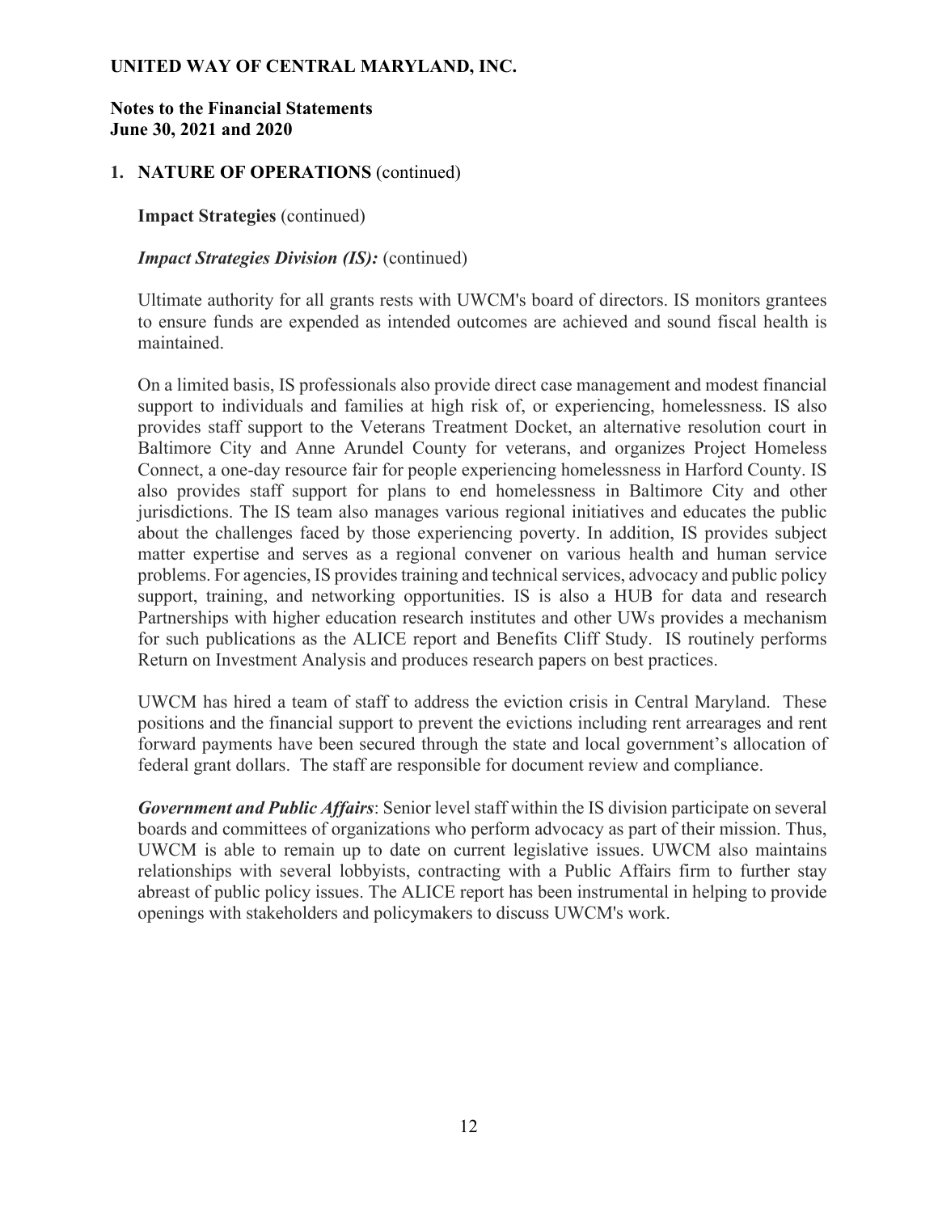## 1. NATURE OF OPERATIONS (continued)

**Impact Strategies** (continued)

***Impact Strategies Division (IS):*** (continued)

Ultimate authority for all grants rests with UWCM's board of directors. IS monitors grantees to ensure funds are expended as intended outcomes are achieved and sound fiscal health is maintained.

On a limited basis, IS professionals also provide direct case management and modest financial support to individuals and families at high risk of, or experiencing, homelessness. IS also provides staff support to the Veterans Treatment Docket, an alternative resolution court in Baltimore City and Anne Arundel County for veterans, and organizes Project Homeless Connect, a one-day resource fair for people experiencing homelessness in Harford County. IS also provides staff support for plans to end homelessness in Baltimore City and other jurisdictions. The IS team also manages various regional initiatives and educates the public about the challenges faced by those experiencing poverty. In addition, IS provides subject matter expertise and serves as a regional convener on various health and human service problems. For agencies, IS provides training and technical services, advocacy and public policy support, training, and networking opportunities. IS is also a HUB for data and research Partnerships with higher education research institutes and other UWs provides a mechanism for such publications as the ALICE report and Benefits Cliff Study. IS routinely performs Return on Investment Analysis and produces research papers on best practices.

UWCM has hired a team of staff to address the eviction crisis in Central Maryland. These positions and the financial support to prevent the evictions including rent arrearages and rent forward payments have been secured through the state and local government's allocation of federal grant dollars. The staff are responsible for document review and compliance.

***Government and Public Affairs***: Senior level staff within the IS division participate on several boards and committees of organizations who perform advocacy as part of their mission. Thus, UWCM is able to remain up to date on current legislative issues. UWCM also maintains relationships with several lobbyists, contracting with a Public Affairs firm to further stay abreast of public policy issues. The ALICE report has been instrumental in helping to provide openings with stakeholders and policymakers to discuss UWCM's work.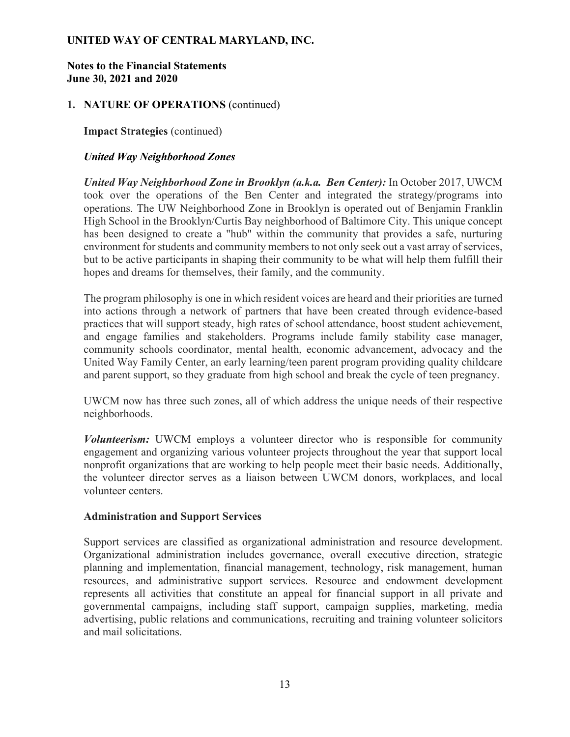## 1. NATURE OF OPERATIONS (continued)

**Impact Strategies** (continued)

***United Way Neighborhood Zones***

***United Way Neighborhood Zone in Brooklyn (a.k.a. Ben Center):*** In October 2017, UWCM took over the operations of the Ben Center and integrated the strategy/programs into operations. The UW Neighborhood Zone in Brooklyn is operated out of Benjamin Franklin High School in the Brooklyn/Curtis Bay neighborhood of Baltimore City. This unique concept has been designed to create a "hub" within the community that provides a safe, nurturing environment for students and community members to not only seek out a vast array of services, but to be active participants in shaping their community to be what will help them fulfill their hopes and dreams for themselves, their family, and the community.

The program philosophy is one in which resident voices are heard and their priorities are turned into actions through a network of partners that have been created through evidence-based practices that will support steady, high rates of school attendance, boost student achievement, and engage families and stakeholders. Programs include family stability case manager, community schools coordinator, mental health, economic advancement, advocacy and the United Way Family Center, an early learning/teen parent program providing quality childcare and parent support, so they graduate from high school and break the cycle of teen pregnancy.

UWCM now has three such zones, all of which address the unique needs of their respective neighborhoods.

***Volunteerism:*** UWCM employs a volunteer director who is responsible for community engagement and organizing various volunteer projects throughout the year that support local nonprofit organizations that are working to help people meet their basic needs. Additionally, the volunteer director serves as a liaison between UWCM donors, workplaces, and local volunteer centers.

**Administration and Support Services**

Support services are classified as organizational administration and resource development. Organizational administration includes governance, overall executive direction, strategic planning and implementation, financial management, technology, risk management, human resources, and administrative support services. Resource and endowment development represents all activities that constitute an appeal for financial support in all private and governmental campaigns, including staff support, campaign supplies, marketing, media advertising, public relations and communications, recruiting and training volunteer solicitors and mail solicitations.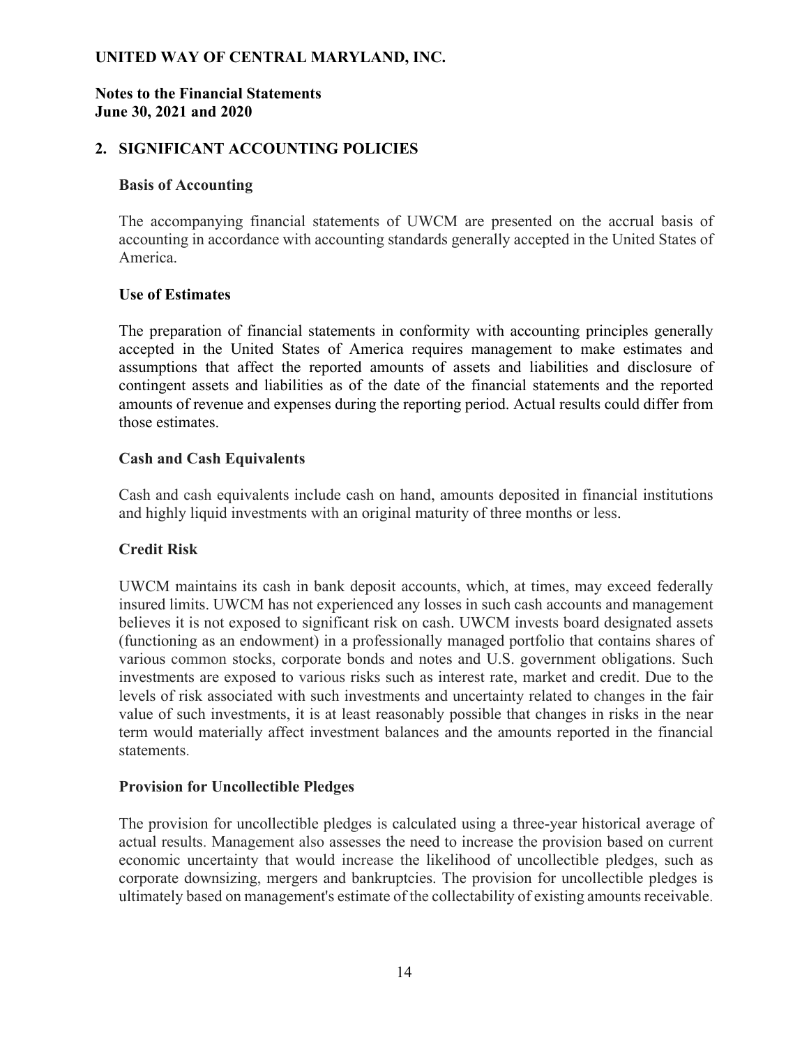**UNITED WAY OF CENTRAL MARYLAND, INC.**

**Notes to the Financial Statements**
**June 30, 2021 and 2020**

## 2. SIGNIFICANT ACCOUNTING POLICIES

### Basis of Accounting

The accompanying financial statements of UWCM are presented on the accrual basis of accounting in accordance with accounting standards generally accepted in the United States of America.

### Use of Estimates

The preparation of financial statements in conformity with accounting principles generally accepted in the United States of America requires management to make estimates and assumptions that affect the reported amounts of assets and liabilities and disclosure of contingent assets and liabilities as of the date of the financial statements and the reported amounts of revenue and expenses during the reporting period. Actual results could differ from those estimates.

### Cash and Cash Equivalents

Cash and cash equivalents include cash on hand, amounts deposited in financial institutions and highly liquid investments with an original maturity of three months or less.

### Credit Risk

UWCM maintains its cash in bank deposit accounts, which, at times, may exceed federally insured limits. UWCM has not experienced any losses in such cash accounts and management believes it is not exposed to significant risk on cash. UWCM invests board designated assets (functioning as an endowment) in a professionally managed portfolio that contains shares of various common stocks, corporate bonds and notes and U.S. government obligations. Such investments are exposed to various risks such as interest rate, market and credit. Due to the levels of risk associated with such investments and uncertainty related to changes in the fair value of such investments, it is at least reasonably possible that changes in risks in the near term would materially affect investment balances and the amounts reported in the financial statements.

### Provision for Uncollectible Pledges

The provision for uncollectible pledges is calculated using a three-year historical average of actual results. Management also assesses the need to increase the provision based on current economic uncertainty that would increase the likelihood of uncollectible pledges, such as corporate downsizing, mergers and bankruptcies. The provision for uncollectible pledges is ultimately based on management's estimate of the collectability of existing amounts receivable.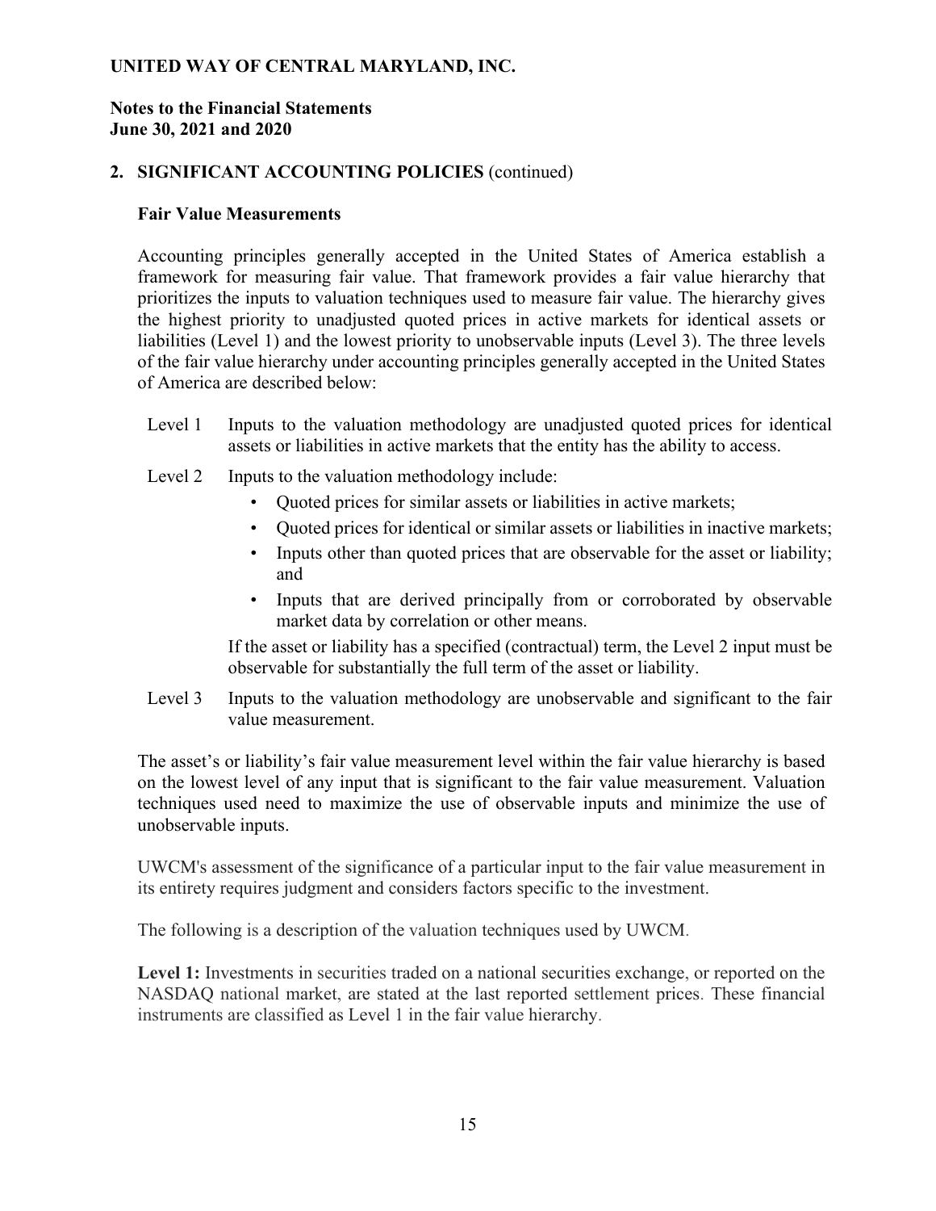**UNITED WAY OF CENTRAL MARYLAND, INC.**

**Notes to the Financial Statements**
**June 30, 2021 and 2020**

## 2. SIGNIFICANT ACCOUNTING POLICIES (continued)

### Fair Value Measurements

Accounting principles generally accepted in the United States of America establish a framework for measuring fair value. That framework provides a fair value hierarchy that prioritizes the inputs to valuation techniques used to measure fair value. The hierarchy gives the highest priority to unadjusted quoted prices in active markets for identical assets or liabilities (Level 1) and the lowest priority to unobservable inputs (Level 3). The three levels of the fair value hierarchy under accounting principles generally accepted in the United States of America are described below:

Level 1 Inputs to the valuation methodology are unadjusted quoted prices for identical assets or liabilities in active markets that the entity has the ability to access.

Level 2 Inputs to the valuation methodology include:

- Quoted prices for similar assets or liabilities in active markets;
- Quoted prices for identical or similar assets or liabilities in inactive markets;
- Inputs other than quoted prices that are observable for the asset or liability; and
- Inputs that are derived principally from or corroborated by observable market data by correlation or other means.

If the asset or liability has a specified (contractual) term, the Level 2 input must be observable for substantially the full term of the asset or liability.

Level 3 Inputs to the valuation methodology are unobservable and significant to the fair value measurement.

The asset's or liability's fair value measurement level within the fair value hierarchy is based on the lowest level of any input that is significant to the fair value measurement. Valuation techniques used need to maximize the use of observable inputs and minimize the use of unobservable inputs.

UWCM's assessment of the significance of a particular input to the fair value measurement in its entirety requires judgment and considers factors specific to the investment.

The following is a description of the valuation techniques used by UWCM.

**Level 1:** Investments in securities traded on a national securities exchange, or reported on the NASDAQ national market, are stated at the last reported settlement prices. These financial instruments are classified as Level 1 in the fair value hierarchy.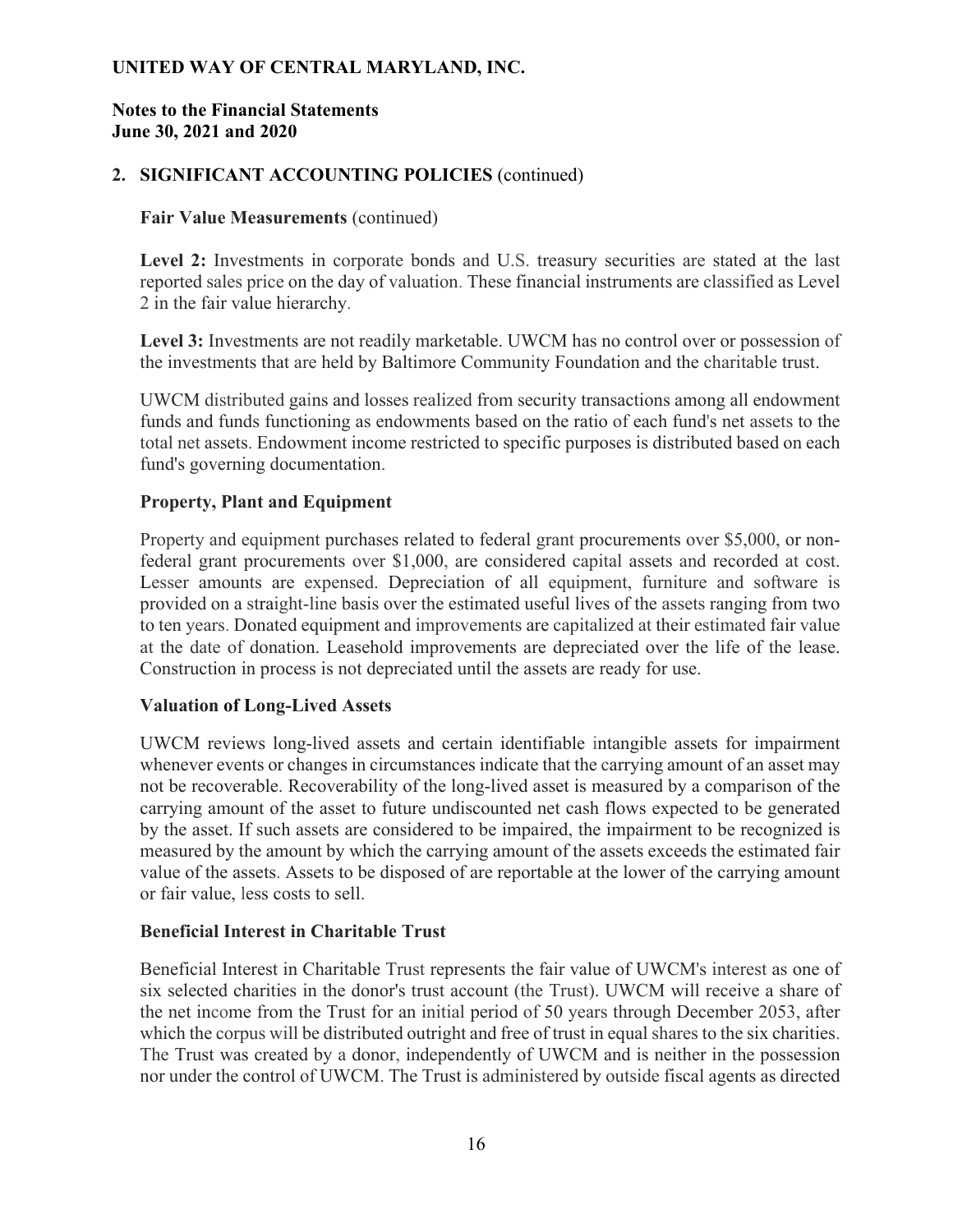## 2. SIGNIFICANT ACCOUNTING POLICIES (continued)

### Fair Value Measurements (continued)

**Level 2:** Investments in corporate bonds and U.S. treasury securities are stated at the last reported sales price on the day of valuation. These financial instruments are classified as Level 2 in the fair value hierarchy.

**Level 3:** Investments are not readily marketable. UWCM has no control over or possession of the investments that are held by Baltimore Community Foundation and the charitable trust.

UWCM distributed gains and losses realized from security transactions among all endowment funds and funds functioning as endowments based on the ratio of each fund's net assets to the total net assets. Endowment income restricted to specific purposes is distributed based on each fund's governing documentation.

### Property, Plant and Equipment

Property and equipment purchases related to federal grant procurements over $5,000, or non-federal grant procurements over $1,000, are considered capital assets and recorded at cost. Lesser amounts are expensed. Depreciation of all equipment, furniture and software is provided on a straight-line basis over the estimated useful lives of the assets ranging from two to ten years. Donated equipment and improvements are capitalized at their estimated fair value at the date of donation. Leasehold improvements are depreciated over the life of the lease. Construction in process is not depreciated until the assets are ready for use.

### Valuation of Long-Lived Assets

UWCM reviews long-lived assets and certain identifiable intangible assets for impairment whenever events or changes in circumstances indicate that the carrying amount of an asset may not be recoverable. Recoverability of the long-lived asset is measured by a comparison of the carrying amount of the asset to future undiscounted net cash flows expected to be generated by the asset. If such assets are considered to be impaired, the impairment to be recognized is measured by the amount by which the carrying amount of the assets exceeds the estimated fair value of the assets. Assets to be disposed of are reportable at the lower of the carrying amount or fair value, less costs to sell.

### Beneficial Interest in Charitable Trust

Beneficial Interest in Charitable Trust represents the fair value of UWCM's interest as one of six selected charities in the donor's trust account (the Trust). UWCM will receive a share of the net income from the Trust for an initial period of 50 years through December 2053, after which the corpus will be distributed outright and free of trust in equal shares to the six charities. The Trust was created by a donor, independently of UWCM and is neither in the possession nor under the control of UWCM. The Trust is administered by outside fiscal agents as directed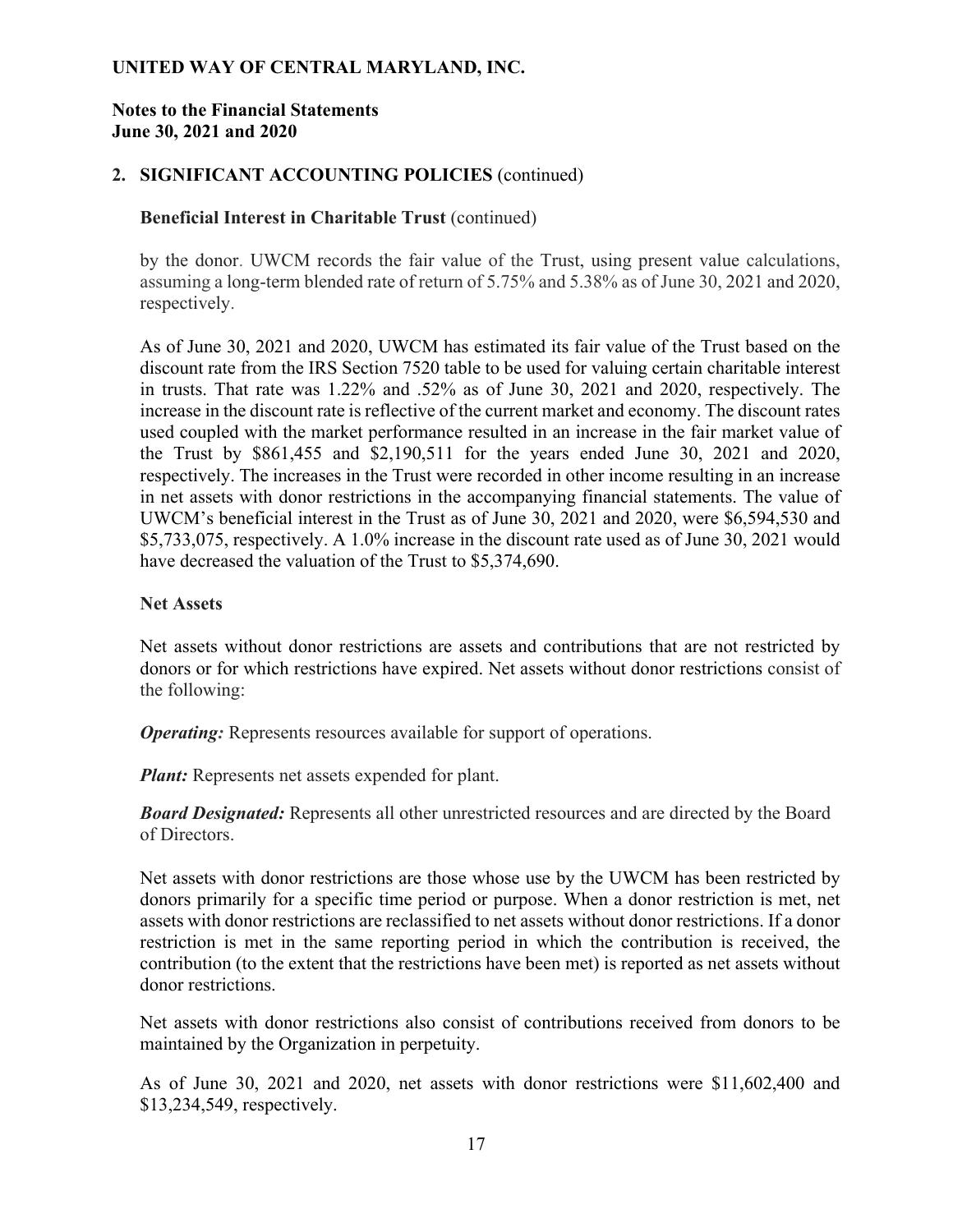**UNITED WAY OF CENTRAL MARYLAND, INC.**

**Notes to the Financial Statements**
**June 30, 2021 and 2020**

## 2. SIGNIFICANT ACCOUNTING POLICIES (continued)

### Beneficial Interest in Charitable Trust (continued)

by the donor. UWCM records the fair value of the Trust, using present value calculations, assuming a long-term blended rate of return of 5.75% and 5.38% as of June 30, 2021 and 2020, respectively.

As of June 30, 2021 and 2020, UWCM has estimated its fair value of the Trust based on the discount rate from the IRS Section 7520 table to be used for valuing certain charitable interest in trusts. That rate was 1.22% and .52% as of June 30, 2021 and 2020, respectively. The increase in the discount rate is reflective of the current market and economy. The discount rates used coupled with the market performance resulted in an increase in the fair market value of the Trust by $861,455 and $2,190,511 for the years ended June 30, 2021 and 2020, respectively. The increases in the Trust were recorded in other income resulting in an increase in net assets with donor restrictions in the accompanying financial statements. The value of UWCM's beneficial interest in the Trust as of June 30, 2021 and 2020, were $6,594,530 and $5,733,075, respectively. A 1.0% increase in the discount rate used as of June 30, 2021 would have decreased the valuation of the Trust to $5,374,690.

### Net Assets

Net assets without donor restrictions are assets and contributions that are not restricted by donors or for which restrictions have expired. Net assets without donor restrictions consist of the following:

***Operating:*** Represents resources available for support of operations.

***Plant:*** Represents net assets expended for plant.

***Board Designated:*** Represents all other unrestricted resources and are directed by the Board of Directors.

Net assets with donor restrictions are those whose use by the UWCM has been restricted by donors primarily for a specific time period or purpose. When a donor restriction is met, net assets with donor restrictions are reclassified to net assets without donor restrictions. If a donor restriction is met in the same reporting period in which the contribution is received, the contribution (to the extent that the restrictions have been met) is reported as net assets without donor restrictions.

Net assets with donor restrictions also consist of contributions received from donors to be maintained by the Organization in perpetuity.

As of June 30, 2021 and 2020, net assets with donor restrictions were $11,602,400 and $13,234,549, respectively.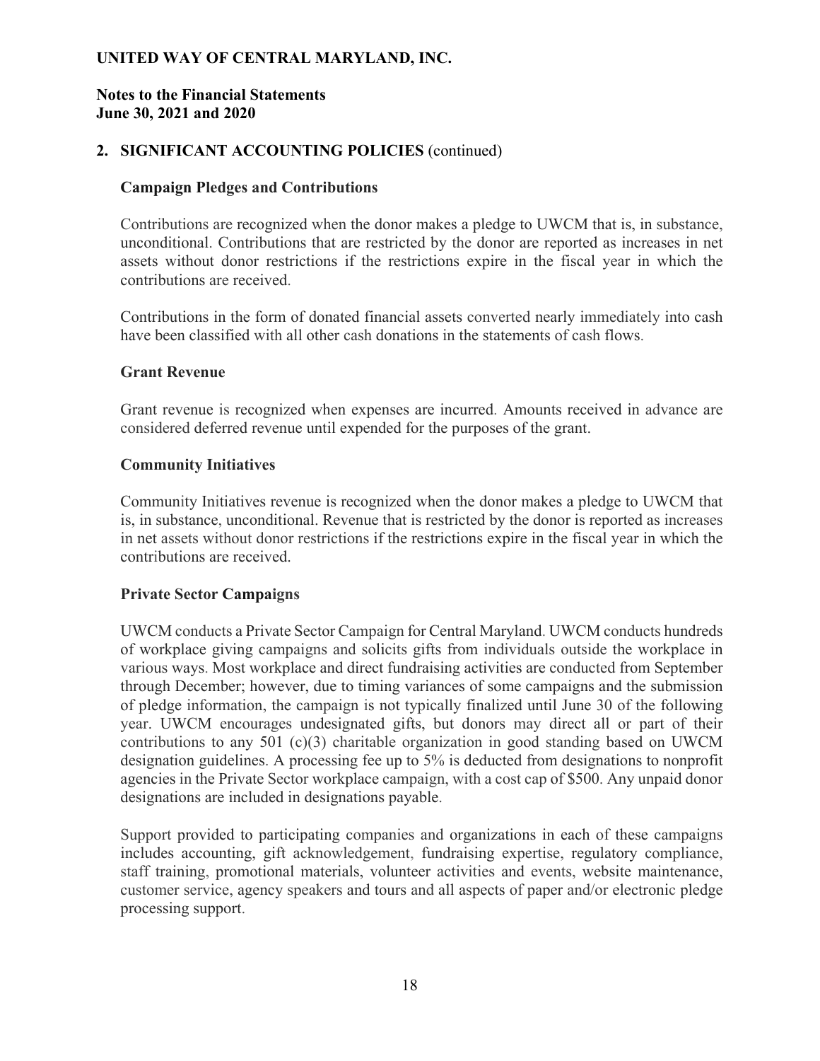**UNITED WAY OF CENTRAL MARYLAND, INC.**

**Notes to the Financial Statements**
**June 30, 2021 and 2020**

## 2. SIGNIFICANT ACCOUNTING POLICIES (continued)

### Campaign Pledges and Contributions

Contributions are recognized when the donor makes a pledge to UWCM that is, in substance, unconditional. Contributions that are restricted by the donor are reported as increases in net assets without donor restrictions if the restrictions expire in the fiscal year in which the contributions are received.

Contributions in the form of donated financial assets converted nearly immediately into cash have been classified with all other cash donations in the statements of cash flows.

### Grant Revenue

Grant revenue is recognized when expenses are incurred. Amounts received in advance are considered deferred revenue until expended for the purposes of the grant.

### Community Initiatives

Community Initiatives revenue is recognized when the donor makes a pledge to UWCM that is, in substance, unconditional. Revenue that is restricted by the donor is reported as increases in net assets without donor restrictions if the restrictions expire in the fiscal year in which the contributions are received.

### Private Sector Campaigns

UWCM conducts a Private Sector Campaign for Central Maryland. UWCM conducts hundreds of workplace giving campaigns and solicits gifts from individuals outside the workplace in various ways. Most workplace and direct fundraising activities are conducted from September through December; however, due to timing variances of some campaigns and the submission of pledge information, the campaign is not typically finalized until June 30 of the following year. UWCM encourages undesignated gifts, but donors may direct all or part of their contributions to any 501 (c)(3) charitable organization in good standing based on UWCM designation guidelines. A processing fee up to 5% is deducted from designations to nonprofit agencies in the Private Sector workplace campaign, with a cost cap of $500. Any unpaid donor designations are included in designations payable.

Support provided to participating companies and organizations in each of these campaigns includes accounting, gift acknowledgement, fundraising expertise, regulatory compliance, staff training, promotional materials, volunteer activities and events, website maintenance, customer service, agency speakers and tours and all aspects of paper and/or electronic pledge processing support.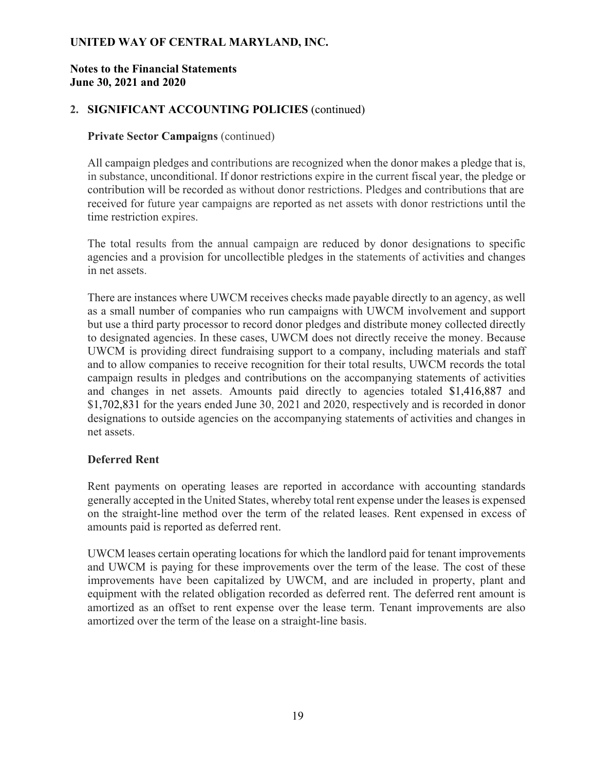**UNITED WAY OF CENTRAL MARYLAND, INC.**

**Notes to the Financial Statements**
**June 30, 2021 and 2020**

## 2. SIGNIFICANT ACCOUNTING POLICIES (continued)

### Private Sector Campaigns (continued)

All campaign pledges and contributions are recognized when the donor makes a pledge that is, in substance, unconditional. If donor restrictions expire in the current fiscal year, the pledge or contribution will be recorded as without donor restrictions. Pledges and contributions that are received for future year campaigns are reported as net assets with donor restrictions until the time restriction expires.

The total results from the annual campaign are reduced by donor designations to specific agencies and a provision for uncollectible pledges in the statements of activities and changes in net assets.

There are instances where UWCM receives checks made payable directly to an agency, as well as a small number of companies who run campaigns with UWCM involvement and support but use a third party processor to record donor pledges and distribute money collected directly to designated agencies. In these cases, UWCM does not directly receive the money. Because UWCM is providing direct fundraising support to a company, including materials and staff and to allow companies to receive recognition for their total results, UWCM records the total campaign results in pledges and contributions on the accompanying statements of activities and changes in net assets. Amounts paid directly to agencies totaled $1,416,887 and $1,702,831 for the years ended June 30, 2021 and 2020, respectively and is recorded in donor designations to outside agencies on the accompanying statements of activities and changes in net assets.

### Deferred Rent

Rent payments on operating leases are reported in accordance with accounting standards generally accepted in the United States, whereby total rent expense under the leases is expensed on the straight-line method over the term of the related leases. Rent expensed in excess of amounts paid is reported as deferred rent.

UWCM leases certain operating locations for which the landlord paid for tenant improvements and UWCM is paying for these improvements over the term of the lease. The cost of these improvements have been capitalized by UWCM, and are included in property, plant and equipment with the related obligation recorded as deferred rent. The deferred rent amount is amortized as an offset to rent expense over the lease term. Tenant improvements are also amortized over the term of the lease on a straight-line basis.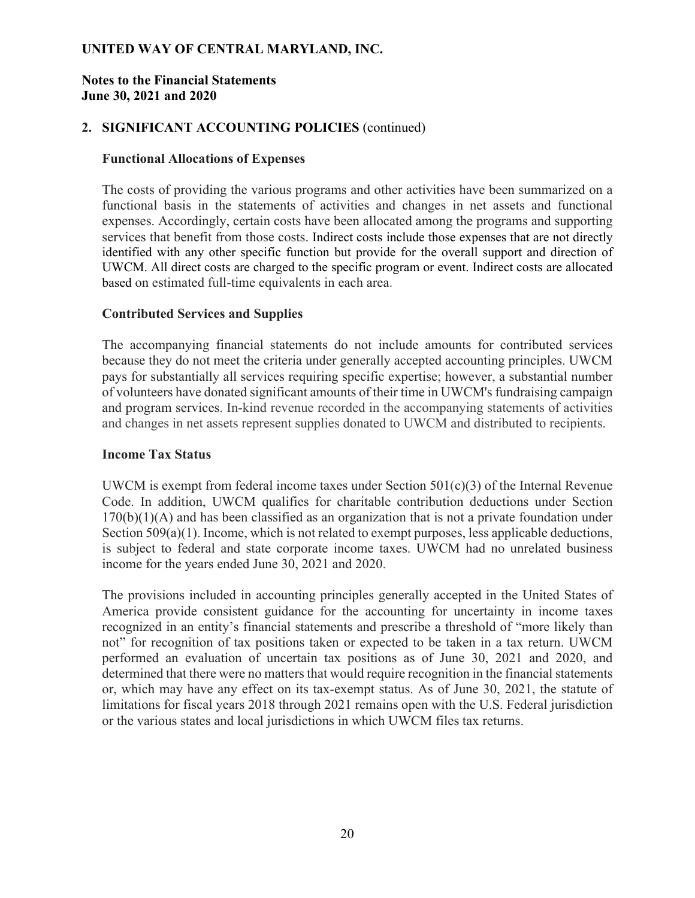**UNITED WAY OF CENTRAL MARYLAND, INC.**

**Notes to the Financial Statements**
**June 30, 2021 and 2020**

## 2. SIGNIFICANT ACCOUNTING POLICIES (continued)

### Functional Allocations of Expenses

The costs of providing the various programs and other activities have been summarized on a functional basis in the statements of activities and changes in net assets and functional expenses. Accordingly, certain costs have been allocated among the programs and supporting services that benefit from those costs. Indirect costs include those expenses that are not directly identified with any other specific function but provide for the overall support and direction of UWCM. All direct costs are charged to the specific program or event. Indirect costs are allocated based on estimated full-time equivalents in each area.

### Contributed Services and Supplies

The accompanying financial statements do not include amounts for contributed services because they do not meet the criteria under generally accepted accounting principles. UWCM pays for substantially all services requiring specific expertise; however, a substantial number of volunteers have donated significant amounts of their time in UWCM's fundraising campaign and program services. In-kind revenue recorded in the accompanying statements of activities and changes in net assets represent supplies donated to UWCM and distributed to recipients.

### Income Tax Status

UWCM is exempt from federal income taxes under Section 501(c)(3) of the Internal Revenue Code. In addition, UWCM qualifies for charitable contribution deductions under Section 170(b)(1)(A) and has been classified as an organization that is not a private foundation under Section 509(a)(1). Income, which is not related to exempt purposes, less applicable deductions, is subject to federal and state corporate income taxes. UWCM had no unrelated business income for the years ended June 30, 2021 and 2020.

The provisions included in accounting principles generally accepted in the United States of America provide consistent guidance for the accounting for uncertainty in income taxes recognized in an entity's financial statements and prescribe a threshold of "more likely than not" for recognition of tax positions taken or expected to be taken in a tax return. UWCM performed an evaluation of uncertain tax positions as of June 30, 2021 and 2020, and determined that there were no matters that would require recognition in the financial statements or, which may have any effect on its tax-exempt status. As of June 30, 2021, the statute of limitations for fiscal years 2018 through 2021 remains open with the U.S. Federal jurisdiction or the various states and local jurisdictions in which UWCM files tax returns.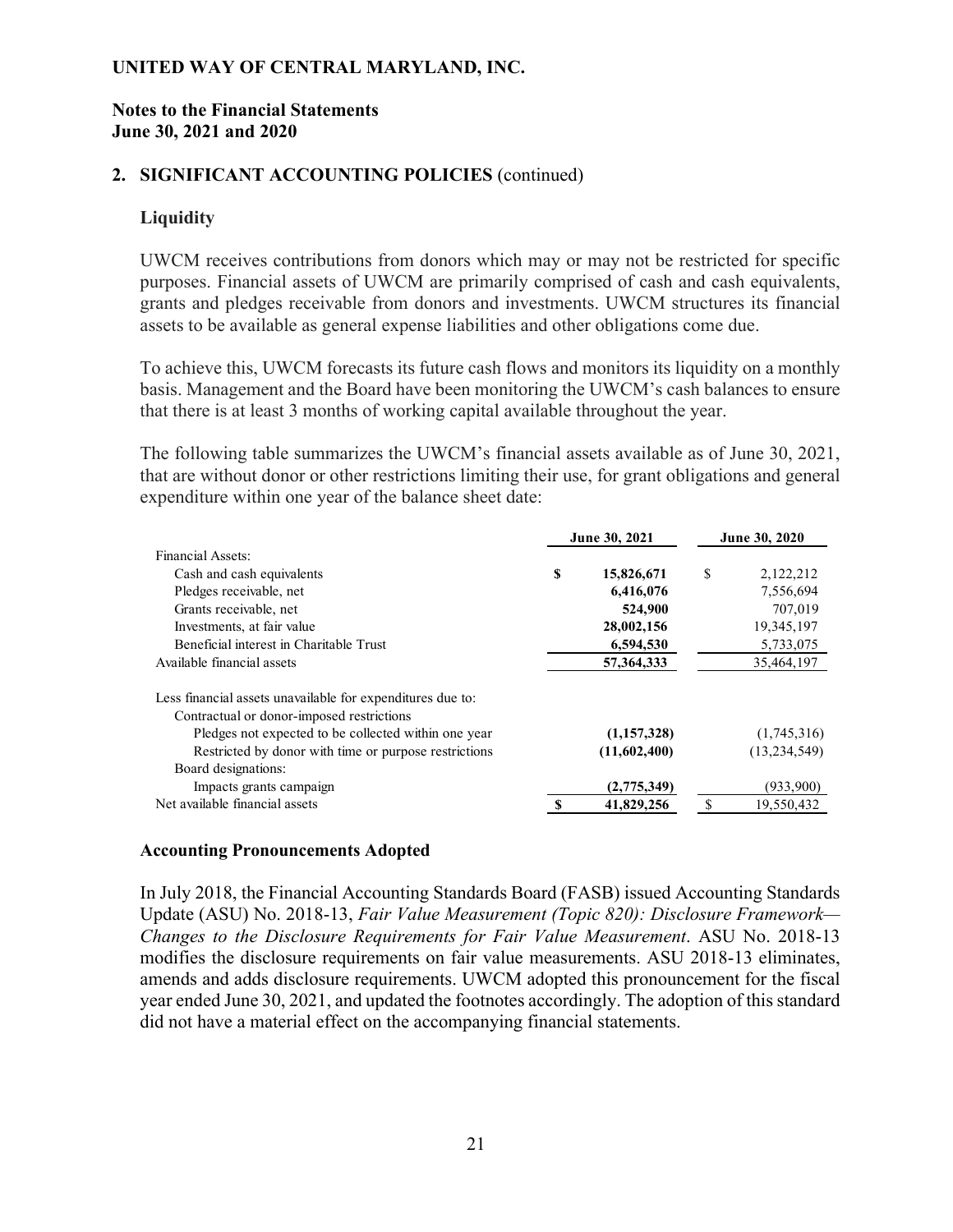# UNITED WAY OF CENTRAL MARYLAND, INC.

## Notes to the Financial Statements
## June 30, 2021 and 2020

### 2. SIGNIFICANT ACCOUNTING POLICIES (continued)

#### Liquidity

UWCM receives contributions from donors which may or may not be restricted for specific purposes. Financial assets of UWCM are primarily comprised of cash and cash equivalents, grants and pledges receivable from donors and investments. UWCM structures its financial assets to be available as general expense liabilities and other obligations come due.

To achieve this, UWCM forecasts its future cash flows and monitors its liquidity on a monthly basis. Management and the Board have been monitoring the UWCM's cash balances to ensure that there is at least 3 months of working capital available throughout the year.

The following table summarizes the UWCM's financial assets available as of June 30, 2021, that are without donor or other restrictions limiting their use, for grant obligations and general expenditure within one year of the balance sheet date:

| | June 30, 2021 | June 30, 2020 |
|---|---|---|
| Financial Assets: | | |
| Cash and cash equivalents | **$ 15,826,671** | $ 2,122,212 |
| Pledges receivable, net | **6,416,076** | 7,556,694 |
| Grants receivable, net | **524,900** | 707,019 |
| Investments, at fair value | **28,002,156** | 19,345,197 |
| Beneficial interest in Charitable Trust | **6,594,530** | 5,733,075 |
| Available financial assets | **57,364,333** | 35,464,197 |
| | | |
| Less financial assets unavailable for expenditures due to: | | |
| Contractual or donor-imposed restrictions | | |
| Pledges not expected to be collected within one year | **(1,157,328)** | (1,745,316) |
| Restricted by donor with time or purpose restrictions | **(11,602,400)** | (13,234,549) |
| Board designations: | | |
| Impacts grants campaign | **(2,775,349)** | (933,900) |
| Net available financial assets | **$ 41,829,256** | $ 19,550,432 |

#### Accounting Pronouncements Adopted

In July 2018, the Financial Accounting Standards Board (FASB) issued Accounting Standards Update (ASU) No. 2018-13, *Fair Value Measurement (Topic 820): Disclosure Framework—Changes to the Disclosure Requirements for Fair Value Measurement*. ASU No. 2018-13 modifies the disclosure requirements on fair value measurements. ASU 2018-13 eliminates, amends and adds disclosure requirements. UWCM adopted this pronouncement for the fiscal year ended June 30, 2021, and updated the footnotes accordingly. The adoption of this standard did not have a material effect on the accompanying financial statements.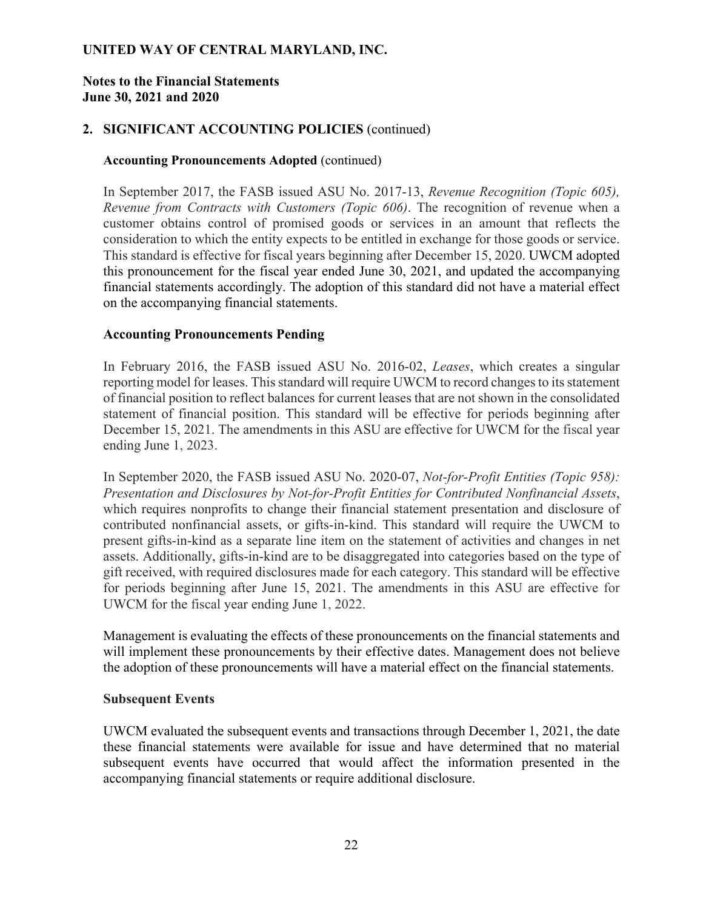## 2. SIGNIFICANT ACCOUNTING POLICIES (continued)

### Accounting Pronouncements Adopted (continued)

In September 2017, the FASB issued ASU No. 2017-13, *Revenue Recognition (Topic 605), Revenue from Contracts with Customers (Topic 606)*. The recognition of revenue when a customer obtains control of promised goods or services in an amount that reflects the consideration to which the entity expects to be entitled in exchange for those goods or service. This standard is effective for fiscal years beginning after December 15, 2020. UWCM adopted this pronouncement for the fiscal year ended June 30, 2021, and updated the accompanying financial statements accordingly. The adoption of this standard did not have a material effect on the accompanying financial statements.

### Accounting Pronouncements Pending

In February 2016, the FASB issued ASU No. 2016-02, *Leases*, which creates a singular reporting model for leases. This standard will require UWCM to record changes to its statement of financial position to reflect balances for current leases that are not shown in the consolidated statement of financial position. This standard will be effective for periods beginning after December 15, 2021. The amendments in this ASU are effective for UWCM for the fiscal year ending June 1, 2023.

In September 2020, the FASB issued ASU No. 2020-07, *Not-for-Profit Entities (Topic 958): Presentation and Disclosures by Not-for-Profit Entities for Contributed Nonfinancial Assets*, which requires nonprofits to change their financial statement presentation and disclosure of contributed nonfinancial assets, or gifts-in-kind. This standard will require the UWCM to present gifts-in-kind as a separate line item on the statement of activities and changes in net assets. Additionally, gifts-in-kind are to be disaggregated into categories based on the type of gift received, with required disclosures made for each category. This standard will be effective for periods beginning after June 15, 2021. The amendments in this ASU are effective for UWCM for the fiscal year ending June 1, 2022.

Management is evaluating the effects of these pronouncements on the financial statements and will implement these pronouncements by their effective dates. Management does not believe the adoption of these pronouncements will have a material effect on the financial statements.

### Subsequent Events

UWCM evaluated the subsequent events and transactions through December 1, 2021, the date these financial statements were available for issue and have determined that no material subsequent events have occurred that would affect the information presented in the accompanying financial statements or require additional disclosure.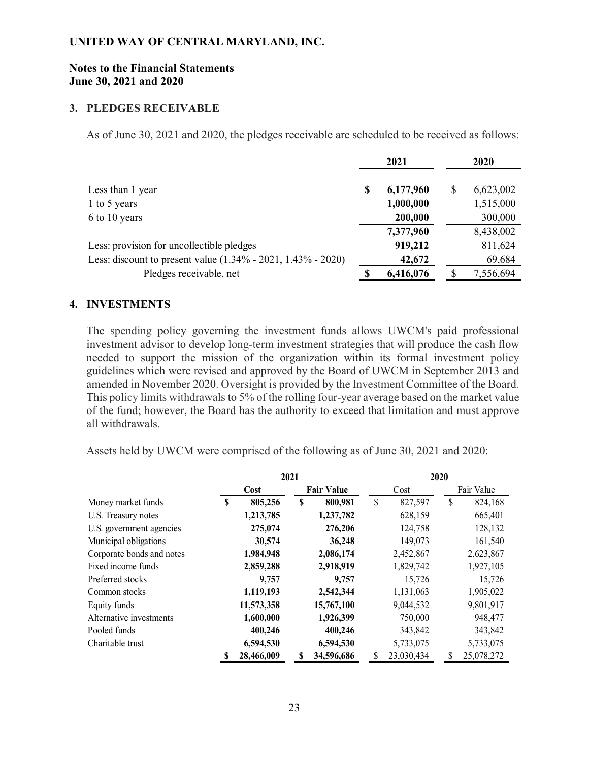# UNITED WAY OF CENTRAL MARYLAND, INC.

## Notes to the Financial Statements
## June 30, 2021 and 2020

### 3. PLEDGES RECEIVABLE

As of June 30, 2021 and 2020, the pledges receivable are scheduled to be received as follows:

| | 2021 | 2020 |
|---|---|---|
| Less than 1 year | $ 6,177,960 | $ 6,623,002 |
| 1 to 5 years | 1,000,000 | 1,515,000 |
| 6 to 10 years | 200,000 | 300,000 |
| | 7,377,960 | 8,438,002 |
| Less: provision for uncollectible pledges | 919,212 | 811,624 |
| Less: discount to present value (1.34% - 2021, 1.43% - 2020) | 42,672 | 69,684 |
| Pledges receivable, net | $ 6,416,076 | $ 7,556,694 |

### 4. INVESTMENTS

The spending policy governing the investment funds allows UWCM's paid professional investment advisor to develop long-term investment strategies that will produce the cash flow needed to support the mission of the organization within its formal investment policy guidelines which were revised and approved by the Board of UWCM in September 2013 and amended in November 2020. Oversight is provided by the Investment Committee of the Board. This policy limits withdrawals to 5% of the rolling four-year average based on the market value of the fund; however, the Board has the authority to exceed that limitation and must approve all withdrawals.

Assets held by UWCM were comprised of the following as of June 30, 2021 and 2020:

| | 2021 | | 2020 | |
|---|---|---|---|---|
| | Cost | Fair Value | Cost | Fair Value |
| Money market funds | $ 805,256 | $ 800,981 | $ 827,597 | $ 824,168 |
| U.S. Treasury notes | 1,213,785 | 1,237,782 | 628,159 | 665,401 |
| U.S. government agencies | 275,074 | 276,206 | 124,758 | 128,132 |
| Municipal obligations | 30,574 | 36,248 | 149,073 | 161,540 |
| Corporate bonds and notes | 1,984,948 | 2,086,174 | 2,452,867 | 2,623,867 |
| Fixed income funds | 2,859,288 | 2,918,919 | 1,829,742 | 1,927,105 |
| Preferred stocks | 9,757 | 9,757 | 15,726 | 15,726 |
| Common stocks | 1,119,193 | 2,542,344 | 1,131,063 | 1,905,022 |
| Equity funds | 11,573,358 | 15,767,100 | 9,044,532 | 9,801,917 |
| Alternative investments | 1,600,000 | 1,926,399 | 750,000 | 948,477 |
| Pooled funds | 400,246 | 400,246 | 343,842 | 343,842 |
| Charitable trust | 6,594,530 | 6,594,530 | 5,733,075 | 5,733,075 |
| | $ 28,466,009 | $ 34,596,686 | $ 23,030,434 | $ 25,078,272 |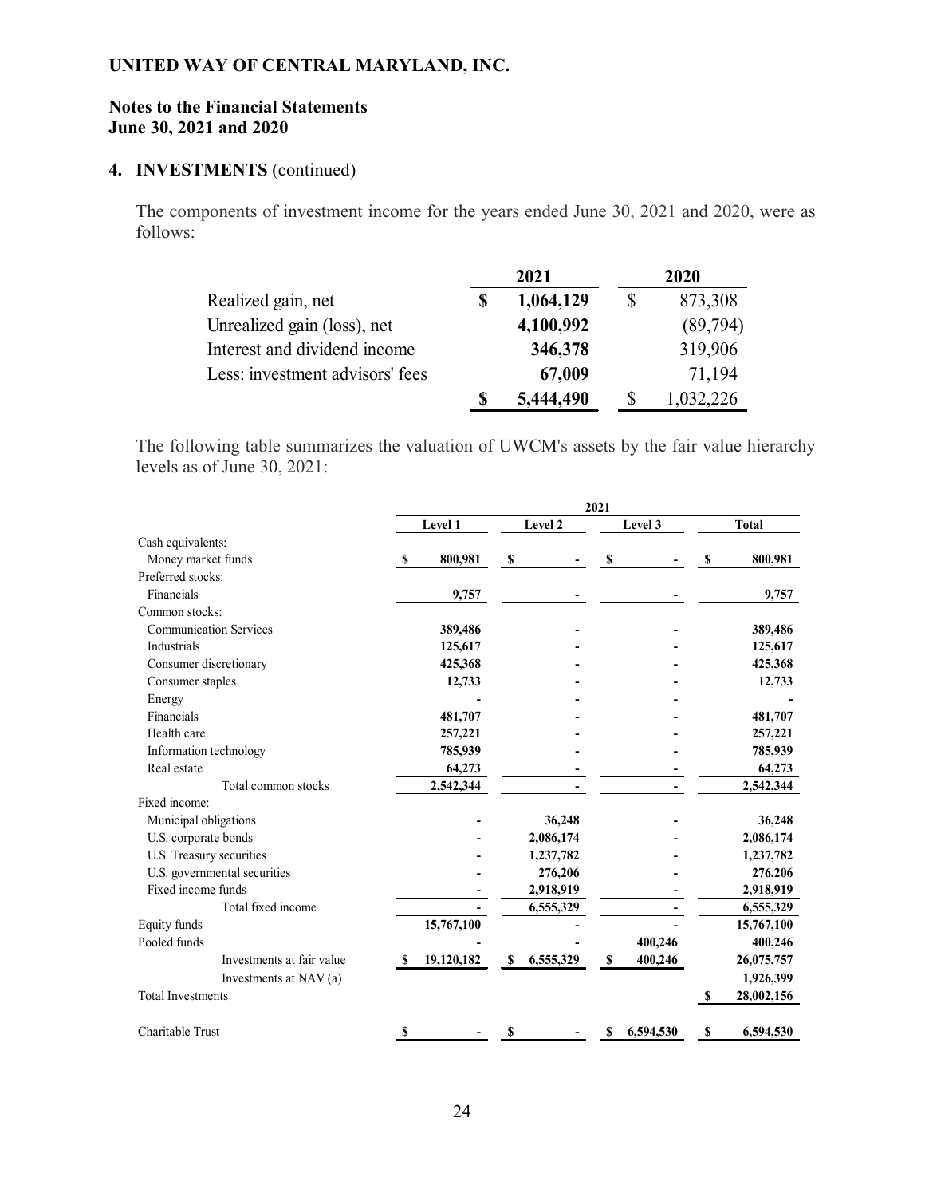**UNITED WAY OF CENTRAL MARYLAND, INC.**

**Notes to the Financial Statements**
**June 30, 2021 and 2020**

## 4. INVESTMENTS (continued)

The components of investment income for the years ended June 30, 2021 and 2020, were as follows:

| | 2021 | 2020 |
|---|---|---|
| Realized gain, net | $ 1,064,129 | $ 873,308 |
| Unrealized gain (loss), net | 4,100,992 | (89,794) |
| Interest and dividend income | 346,378 | 319,906 |
| Less: investment advisors' fees | 67,009 | 71,194 |
| | $ 5,444,490 | $ 1,032,226 |

The following table summarizes the valuation of UWCM's assets by the fair value hierarchy levels as of June 30, 2021:

| | 2021 | | | |
|---|---|---|---|---|
| | Level 1 | Level 2 | Level 3 | Total |
| Cash equivalents: | | | | |
| Money market funds | $ 800,981 | $ - | $ - | $ 800,981 |
| Preferred stocks: | | | | |
| Financials | 9,757 | - | - | 9,757 |
| Common stocks: | | | | |
| Communication Services | 389,486 | - | - | 389,486 |
| Industrials | 125,617 | - | - | 125,617 |
| Consumer discretionary | 425,368 | - | - | 425,368 |
| Consumer staples | 12,733 | - | - | 12,733 |
| Energy | - | - | - | - |
| Financials | 481,707 | - | - | 481,707 |
| Health care | 257,221 | - | - | 257,221 |
| Information technology | 785,939 | - | - | 785,939 |
| Real estate | 64,273 | - | - | 64,273 |
| Total common stocks | 2,542,344 | - | - | 2,542,344 |
| Fixed income: | | | | |
| Municipal obligations | - | 36,248 | - | 36,248 |
| U.S. corporate bonds | - | 2,086,174 | - | 2,086,174 |
| U.S. Treasury securities | - | 1,237,782 | - | 1,237,782 |
| U.S. governmental securities | - | 276,206 | - | 276,206 |
| Fixed income funds | - | 2,918,919 | - | 2,918,919 |
| Total fixed income | - | 6,555,329 | - | 6,555,329 |
| Equity funds | 15,767,100 | - | - | 15,767,100 |
| Pooled funds | - | - | 400,246 | 400,246 |
| Investments at fair value | $ 19,120,182 | $ 6,555,329 | $ 400,246 | 26,075,757 |
| Investments at NAV (a) | | | | 1,926,399 |
| Total Investments | | | | $ 28,002,156 |
| | | | | |
| Charitable Trust | $ - | $ - | $ 6,594,530 | $ 6,594,530 |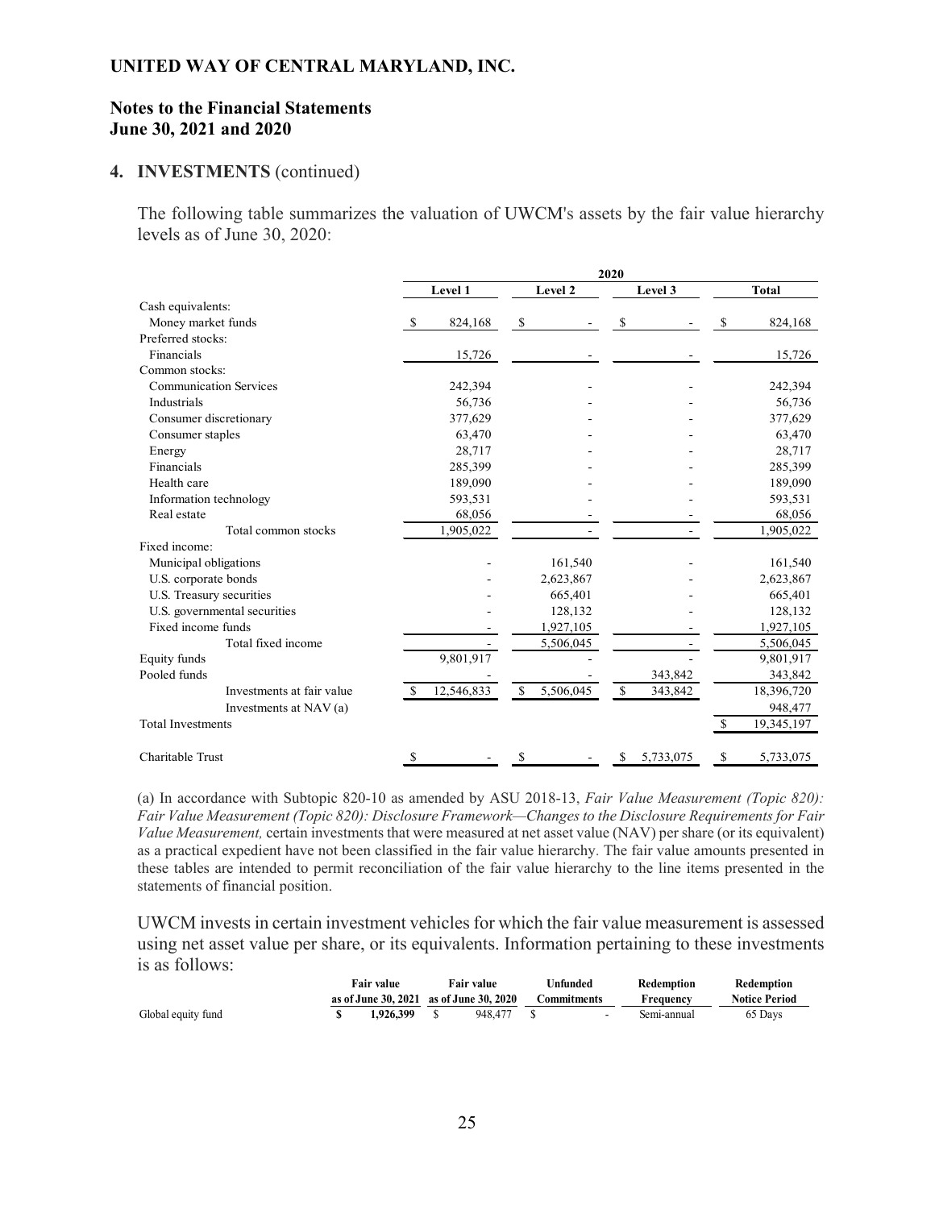**UNITED WAY OF CENTRAL MARYLAND, INC.**

**Notes to the Financial Statements**
**June 30, 2021 and 2020**

**4. INVESTMENTS** (continued)

The following table summarizes the valuation of UWCM's assets by the fair value hierarchy levels as of June 30, 2020:

| | 2020 | | | |
|---|---|---|---|---|
| | **Level 1** | **Level 2** | **Level 3** | **Total** |
| Cash equivalents: | | | | |
| Money market funds | $ 824,168 | $ - | $ - | $ 824,168 |
| Preferred stocks: | | | | |
| Financials | 15,726 | - | - | 15,726 |
| Common stocks: | | | | |
| Communication Services | 242,394 | - | - | 242,394 |
| Industrials | 56,736 | - | - | 56,736 |
| Consumer discretionary | 377,629 | - | - | 377,629 |
| Consumer staples | 63,470 | - | - | 63,470 |
| Energy | 28,717 | - | - | 28,717 |
| Financials | 285,399 | - | - | 285,399 |
| Health care | 189,090 | - | - | 189,090 |
| Information technology | 593,531 | - | - | 593,531 |
| Real estate | 68,056 | - | - | 68,056 |
| Total common stocks | 1,905,022 | - | - | 1,905,022 |
| Fixed income: | | | | |
| Municipal obligations | - | 161,540 | - | 161,540 |
| U.S. corporate bonds | - | 2,623,867 | - | 2,623,867 |
| U.S. Treasury securities | - | 665,401 | - | 665,401 |
| U.S. governmental securities | - | 128,132 | - | 128,132 |
| Fixed income funds | - | 1,927,105 | - | 1,927,105 |
| Total fixed income | - | 5,506,045 | - | 5,506,045 |
| Equity funds | 9,801,917 | - | - | 9,801,917 |
| Pooled funds | - | - | 343,842 | 343,842 |
| Investments at fair value | $ 12,546,833 | $ 5,506,045 | $ 343,842 | 18,396,720 |
| Investments at NAV (a) | | | | 948,477 |
| Total Investments | | | | $ 19,345,197 |
| Charitable Trust | $ - | $ - | $ 5,733,075 | $ 5,733,075 |

(a) In accordance with Subtopic 820-10 as amended by ASU 2018-13, *Fair Value Measurement (Topic 820): Fair Value Measurement (Topic 820): Disclosure Framework—Changes to the Disclosure Requirements for Fair Value Measurement,* certain investments that were measured at net asset value (NAV) per share (or its equivalent) as a practical expedient have not been classified in the fair value hierarchy. The fair value amounts presented in these tables are intended to permit reconciliation of the fair value hierarchy to the line items presented in the statements of financial position.

UWCM invests in certain investment vehicles for which the fair value measurement is assessed using net asset value per share, or its equivalents. Information pertaining to these investments is as follows:

| | Fair value as of June 30, 2021 | Fair value as of June 30, 2020 | Unfunded Commitments | Redemption Frequency | Redemption Notice Period |
|---|---|---|---|---|---|
| Global equity fund | **$ 1,926,399** | $ 948,477 | $ - | Semi-annual | 65 Days |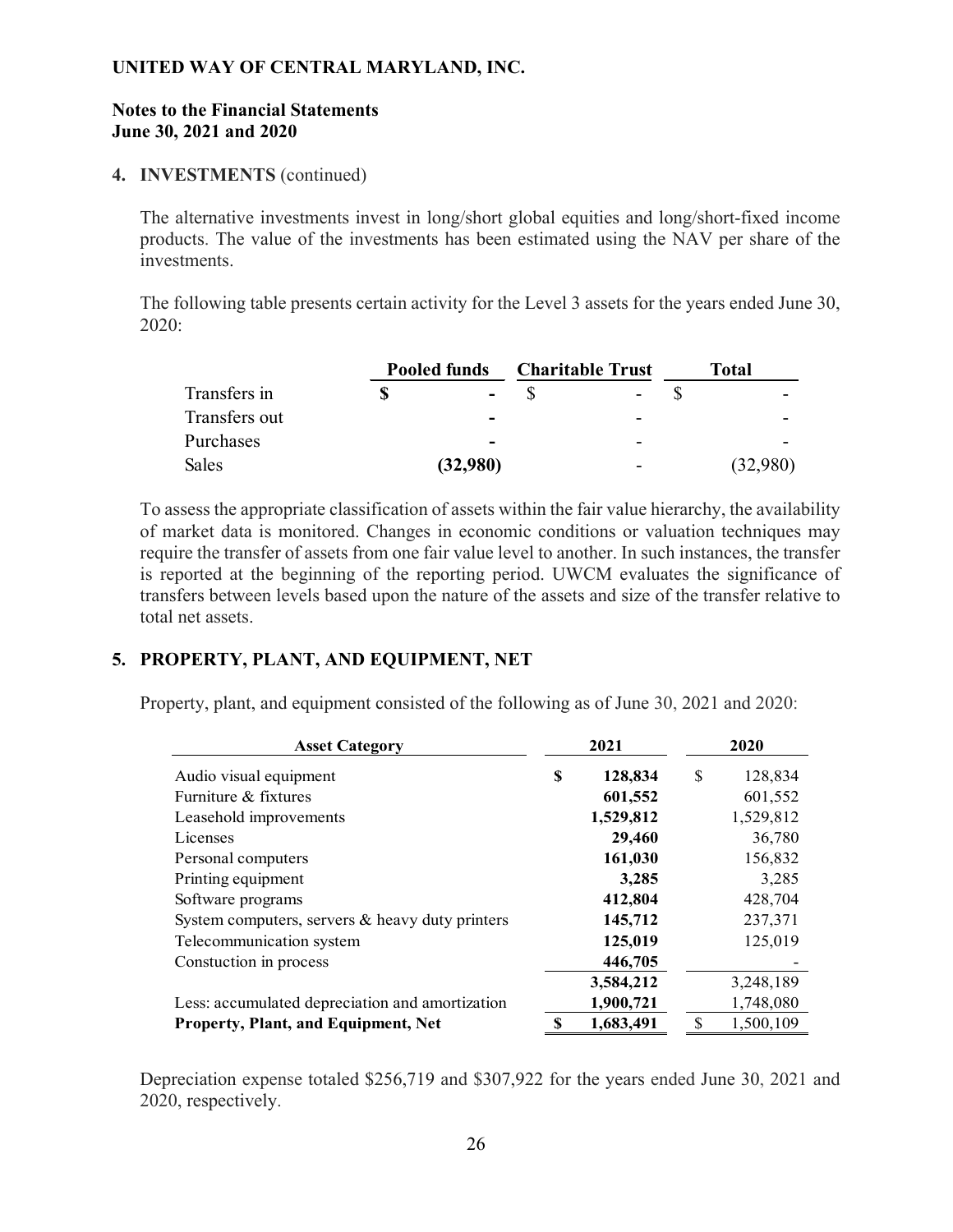UNITED WAY OF CENTRAL MARYLAND, INC.

**Notes to the Financial Statements**
**June 30, 2021 and 2020**

**4. INVESTMENTS** (continued)

The alternative investments invest in long/short global equities and long/short-fixed income products. The value of the investments has been estimated using the NAV per share of the investments.

The following table presents certain activity for the Level 3 assets for the years ended June 30, 2020:

| | Pooled funds | Charitable Trust | Total |
|---|---|---|---|
| Transfers in | $ - | $ - | $ - |
| Transfers out | - | - | - |
| Purchases | - | - | - |
| Sales | (32,980) | - | (32,980) |

To assess the appropriate classification of assets within the fair value hierarchy, the availability of market data is monitored. Changes in economic conditions or valuation techniques may require the transfer of assets from one fair value level to another. In such instances, the transfer is reported at the beginning of the reporting period. UWCM evaluates the significance of transfers between levels based upon the nature of the assets and size of the transfer relative to total net assets.

## 5. PROPERTY, PLANT, AND EQUIPMENT, NET

Property, plant, and equipment consisted of the following as of June 30, 2021 and 2020:

| Asset Category | 2021 | 2020 |
|---|---|---|
| Audio visual equipment | $ 128,834 | $ 128,834 |
| Furniture & fixtures | 601,552 | 601,552 |
| Leasehold improvements | 1,529,812 | 1,529,812 |
| Licenses | 29,460 | 36,780 |
| Personal computers | 161,030 | 156,832 |
| Printing equipment | 3,285 | 3,285 |
| Software programs | 412,804 | 428,704 |
| System computers, servers & heavy duty printers | 145,712 | 237,371 |
| Telecommunication system | 125,019 | 125,019 |
| Constuction in process | 446,705 | - |
| | 3,584,212 | 3,248,189 |
| Less: accumulated depreciation and amortization | 1,900,721 | 1,748,080 |
| **Property, Plant, and Equipment, Net** | $ 1,683,491 | $ 1,500,109 |

Depreciation expense totaled $256,719 and $307,922 for the years ended June 30, 2021 and 2020, respectively.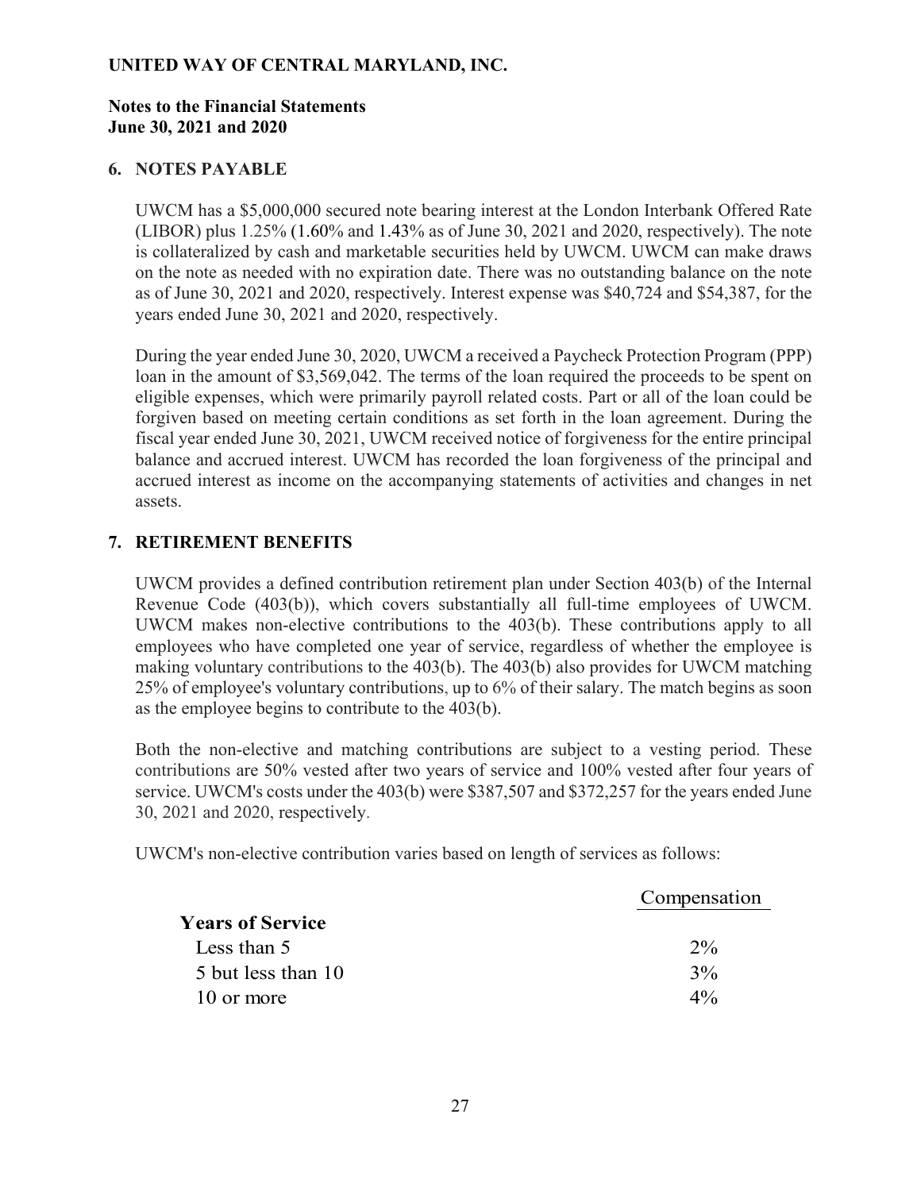**UNITED WAY OF CENTRAL MARYLAND, INC.**

**Notes to the Financial Statements**
**June 30, 2021 and 2020**

## 6. NOTES PAYABLE

UWCM has a $5,000,000 secured note bearing interest at the London Interbank Offered Rate (LIBOR) plus 1.25% (1.60% and 1.43% as of June 30, 2021 and 2020, respectively). The note is collateralized by cash and marketable securities held by UWCM. UWCM can make draws on the note as needed with no expiration date. There was no outstanding balance on the note as of June 30, 2021 and 2020, respectively. Interest expense was $40,724 and $54,387, for the years ended June 30, 2021 and 2020, respectively.

During the year ended June 30, 2020, UWCM a received a Paycheck Protection Program (PPP) loan in the amount of $3,569,042. The terms of the loan required the proceeds to be spent on eligible expenses, which were primarily payroll related costs. Part or all of the loan could be forgiven based on meeting certain conditions as set forth in the loan agreement. During the fiscal year ended June 30, 2021, UWCM received notice of forgiveness for the entire principal balance and accrued interest. UWCM has recorded the loan forgiveness of the principal and accrued interest as income on the accompanying statements of activities and changes in net assets.

## 7. RETIREMENT BENEFITS

UWCM provides a defined contribution retirement plan under Section 403(b) of the Internal Revenue Code (403(b)), which covers substantially all full-time employees of UWCM. UWCM makes non-elective contributions to the 403(b). These contributions apply to all employees who have completed one year of service, regardless of whether the employee is making voluntary contributions to the 403(b). The 403(b) also provides for UWCM matching 25% of employee's voluntary contributions, up to 6% of their salary. The match begins as soon as the employee begins to contribute to the 403(b).

Both the non-elective and matching contributions are subject to a vesting period. These contributions are 50% vested after two years of service and 100% vested after four years of service. UWCM's costs under the 403(b) were $387,507 and $372,257 for the years ended June 30, 2021 and 2020, respectively.

UWCM's non-elective contribution varies based on length of services as follows:

| Years of Service | Compensation |
|---|---|
| Less than 5 | 2% |
| 5 but less than 10 | 3% |
| 10 or more | 4% |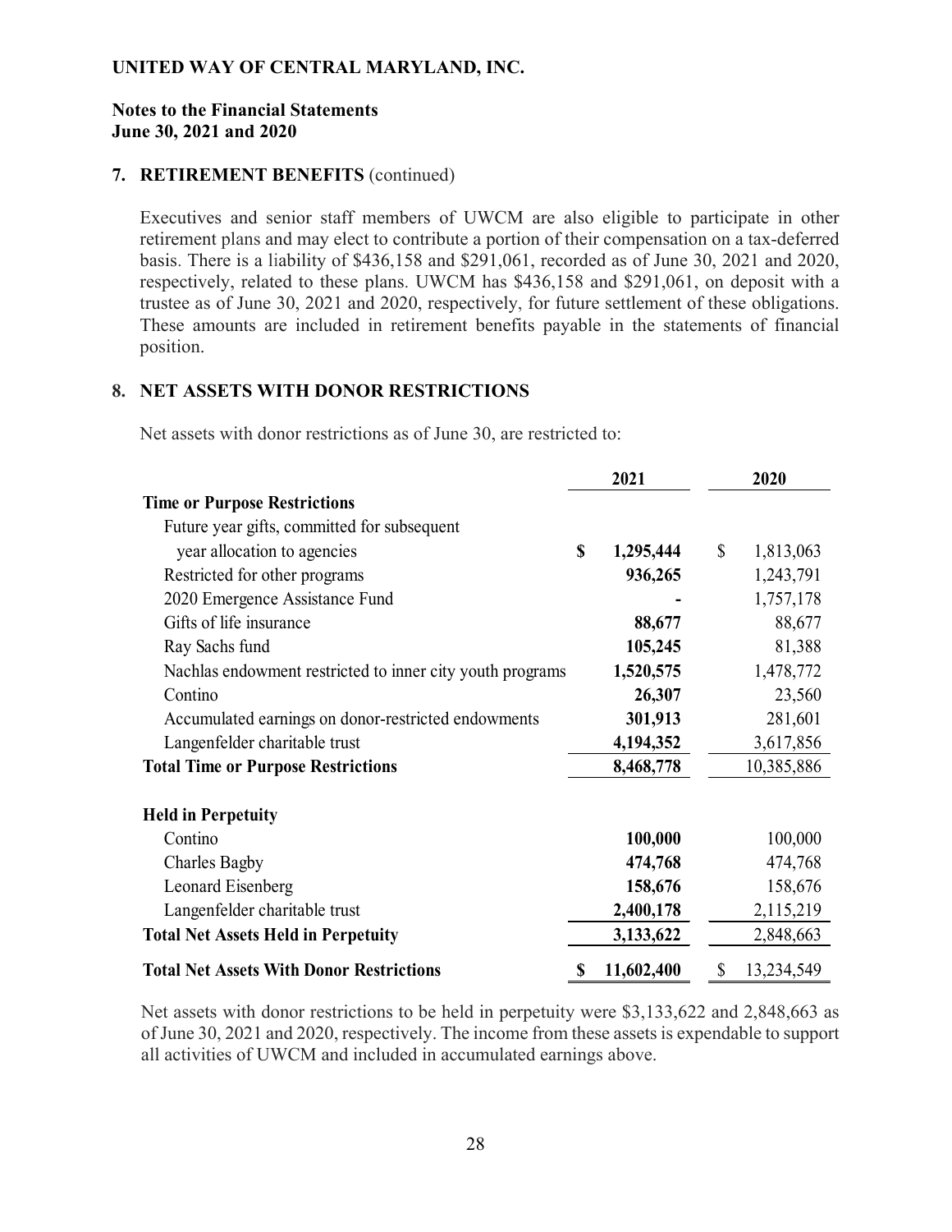**UNITED WAY OF CENTRAL MARYLAND, INC.**

**Notes to the Financial Statements**
**June 30, 2021 and 2020**

**7. RETIREMENT BENEFITS** (continued)

Executives and senior staff members of UWCM are also eligible to participate in other retirement plans and may elect to contribute a portion of their compensation on a tax-deferred basis. There is a liability of $436,158 and $291,061, recorded as of June 30, 2021 and 2020, respectively, related to these plans. UWCM has $436,158 and $291,061, on deposit with a trustee as of June 30, 2021 and 2020, respectively, for future settlement of these obligations. These amounts are included in retirement benefits payable in the statements of financial position.

## 8. NET ASSETS WITH DONOR RESTRICTIONS

Net assets with donor restrictions as of June 30, are restricted to:

| | 2021 | 2020 |
|---|---|---|
| **Time or Purpose Restrictions** | | |
| Future year gifts, committed for subsequent year allocation to agencies | **$ 1,295,444** | $ 1,813,063 |
| Restricted for other programs | **936,265** | 1,243,791 |
| 2020 Emergence Assistance Fund | **-** | 1,757,178 |
| Gifts of life insurance | **88,677** | 88,677 |
| Ray Sachs fund | **105,245** | 81,388 |
| Nachlas endowment restricted to inner city youth programs | **1,520,575** | 1,478,772 |
| Contino | **26,307** | 23,560 |
| Accumulated earnings on donor-restricted endowments | **301,913** | 281,601 |
| Langenfelder charitable trust | **4,194,352** | 3,617,856 |
| **Total Time or Purpose Restrictions** | **8,468,778** | 10,385,886 |
| | | |
| **Held in Perpetuity** | | |
| Contino | **100,000** | 100,000 |
| Charles Bagby | **474,768** | 474,768 |
| Leonard Eisenberg | **158,676** | 158,676 |
| Langenfelder charitable trust | **2,400,178** | 2,115,219 |
| **Total Net Assets Held in Perpetuity** | **3,133,622** | 2,848,663 |
| **Total Net Assets With Donor Restrictions** | **$ 11,602,400** | $ 13,234,549 |

Net assets with donor restrictions to be held in perpetuity were $3,133,622 and 2,848,663 as of June 30, 2021 and 2020, respectively. The income from these assets is expendable to support all activities of UWCM and included in accumulated earnings above.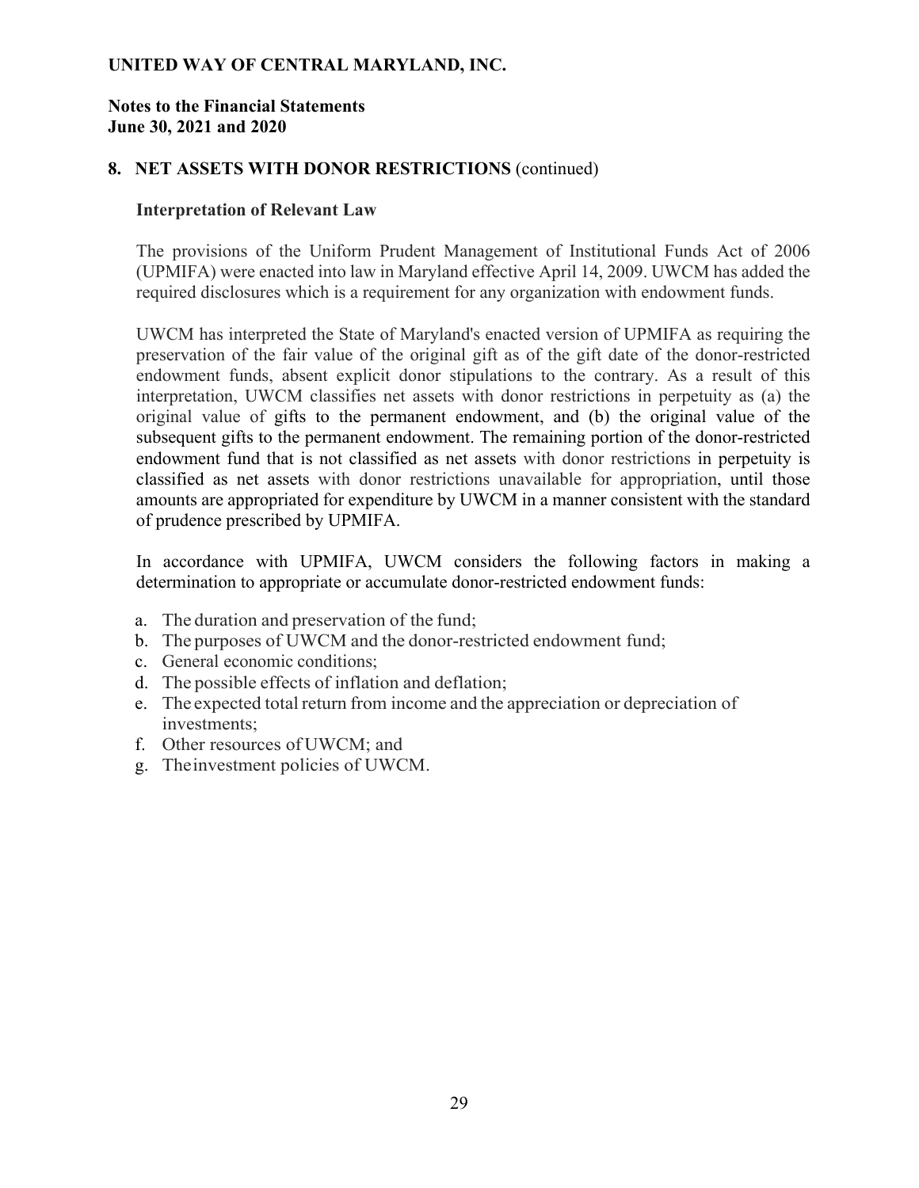# UNITED WAY OF CENTRAL MARYLAND, INC.

**Notes to the Financial Statements**
**June 30, 2021 and 2020**

## 8. NET ASSETS WITH DONOR RESTRICTIONS (continued)

### Interpretation of Relevant Law

The provisions of the Uniform Prudent Management of Institutional Funds Act of 2006 (UPMIFA) were enacted into law in Maryland effective April 14, 2009. UWCM has added the required disclosures which is a requirement for any organization with endowment funds.

UWCM has interpreted the State of Maryland's enacted version of UPMIFA as requiring the preservation of the fair value of the original gift as of the gift date of the donor-restricted endowment funds, absent explicit donor stipulations to the contrary. As a result of this interpretation, UWCM classifies net assets with donor restrictions in perpetuity as (a) the original value of gifts to the permanent endowment, and (b) the original value of the subsequent gifts to the permanent endowment. The remaining portion of the donor-restricted endowment fund that is not classified as net assets with donor restrictions in perpetuity is classified as net assets with donor restrictions unavailable for appropriation, until those amounts are appropriated for expenditure by UWCM in a manner consistent with the standard of prudence prescribed by UPMIFA.

In accordance with UPMIFA, UWCM considers the following factors in making a determination to appropriate or accumulate donor-restricted endowment funds:

a. The duration and preservation of the fund;
b. The purposes of UWCM and the donor-restricted endowment fund;
c. General economic conditions;
d. The possible effects of inflation and deflation;
e. The expected total return from income and the appreciation or depreciation of investments;
f. Other resources of UWCM; and
g. The investment policies of UWCM.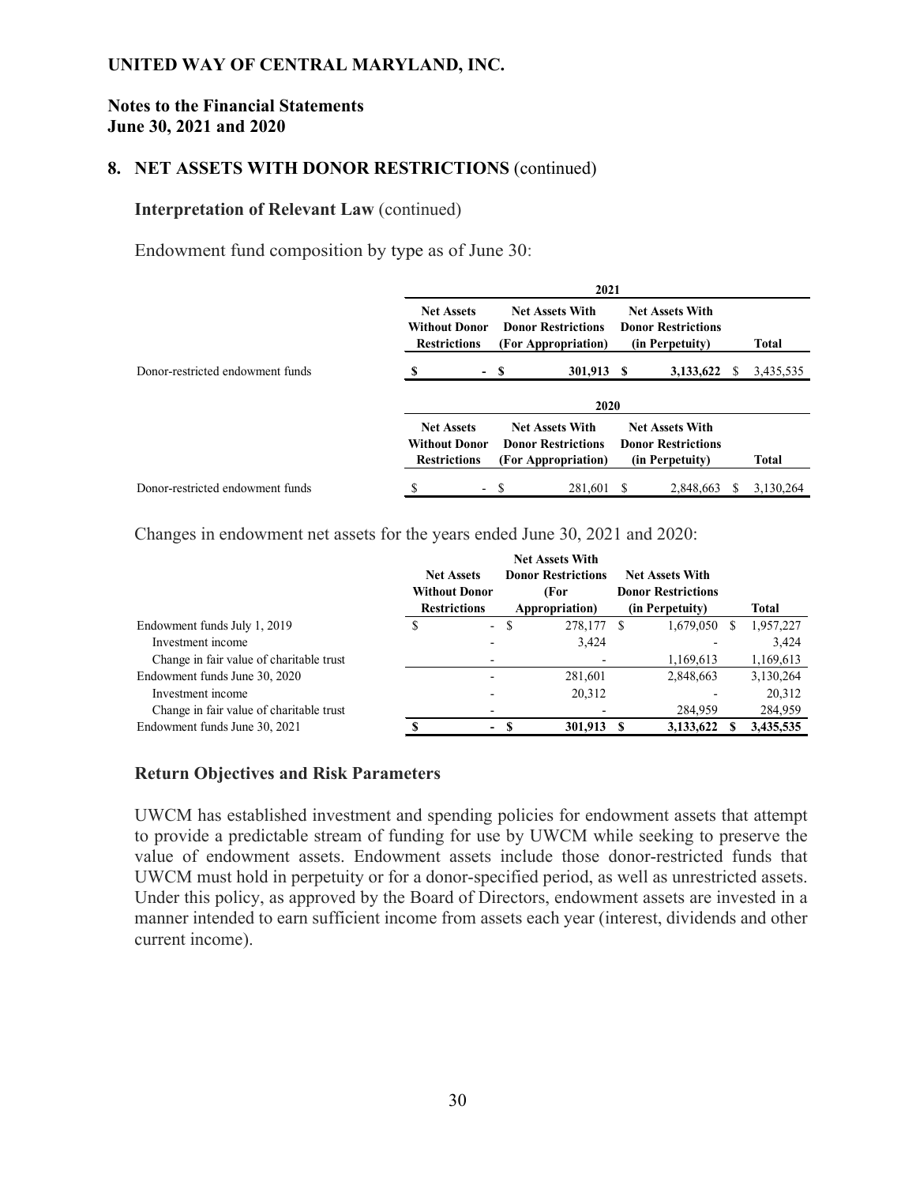**UNITED WAY OF CENTRAL MARYLAND, INC.**

**Notes to the Financial Statements**
**June 30, 2021 and 2020**

## 8. NET ASSETS WITH DONOR RESTRICTIONS (continued)

### Interpretation of Relevant Law (continued)

Endowment fund composition by type as of June 30:

| | 2021 | | | |
|---|---|---|---|---|
| | Net Assets Without Donor Restrictions | Net Assets With Donor Restrictions (For Appropriation) | Net Assets With Donor Restrictions (in Perpetuity) | Total |
| Donor-restricted endowment funds | **$ -** | **$ 301,913** | **$ 3,133,622** | $ 3,435,535 |

| | 2020 | | | |
|---|---|---|---|---|
| | Net Assets Without Donor Restrictions | Net Assets With Donor Restrictions (For Appropriation) | Net Assets With Donor Restrictions (in Perpetuity) | Total |
| Donor-restricted endowment funds | $ - | $ 281,601 | $ 2,848,663 | $ 3,130,264 |

Changes in endowment net assets for the years ended June 30, 2021 and 2020:

| | Net Assets Without Donor Restrictions | Net Assets With Donor Restrictions (For Appropriation) | Net Assets With Donor Restrictions (in Perpetuity) | Total |
|---|---|---|---|---|
| Endowment funds July 1, 2019 | $ - | $ 278,177 | $ 1,679,050 | $ 1,957,227 |
| Investment income | - | 3,424 | - | 3,424 |
| Change in fair value of charitable trust | - | - | 1,169,613 | 1,169,613 |
| Endowment funds June 30, 2020 | - | 281,601 | 2,848,663 | 3,130,264 |
| Investment income | - | 20,312 | - | 20,312 |
| Change in fair value of charitable trust | - | - | 284,959 | 284,959 |
| Endowment funds June 30, 2021 | **$ -** | **$ 301,913** | **$ 3,133,622** | **$ 3,435,535** |

### Return Objectives and Risk Parameters

UWCM has established investment and spending policies for endowment assets that attempt to provide a predictable stream of funding for use by UWCM while seeking to preserve the value of endowment assets. Endowment assets include those donor-restricted funds that UWCM must hold in perpetuity or for a donor-specified period, as well as unrestricted assets. Under this policy, as approved by the Board of Directors, endowment assets are invested in a manner intended to earn sufficient income from assets each year (interest, dividends and other current income).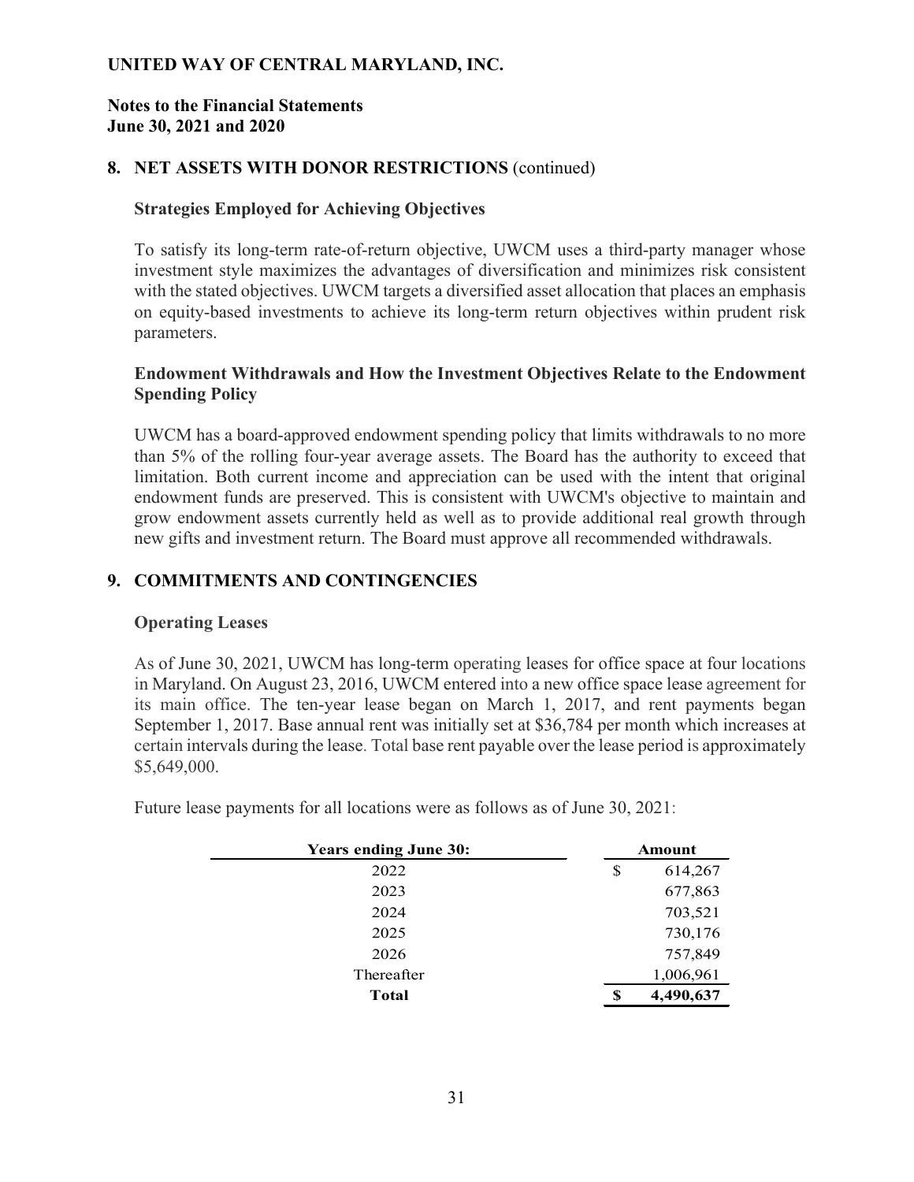# UNITED WAY OF CENTRAL MARYLAND, INC.

**Notes to the Financial Statements**
**June 30, 2021 and 2020**

## 8. NET ASSETS WITH DONOR RESTRICTIONS (continued)

### Strategies Employed for Achieving Objectives

To satisfy its long-term rate-of-return objective, UWCM uses a third-party manager whose investment style maximizes the advantages of diversification and minimizes risk consistent with the stated objectives. UWCM targets a diversified asset allocation that places an emphasis on equity-based investments to achieve its long-term return objectives within prudent risk parameters.

### Endowment Withdrawals and How the Investment Objectives Relate to the Endowment Spending Policy

UWCM has a board-approved endowment spending policy that limits withdrawals to no more than 5% of the rolling four-year average assets. The Board has the authority to exceed that limitation. Both current income and appreciation can be used with the intent that original endowment funds are preserved. This is consistent with UWCM's objective to maintain and grow endowment assets currently held as well as to provide additional real growth through new gifts and investment return. The Board must approve all recommended withdrawals.

## 9. COMMITMENTS AND CONTINGENCIES

### Operating Leases

As of June 30, 2021, UWCM has long-term operating leases for office space at four locations in Maryland. On August 23, 2016, UWCM entered into a new office space lease agreement for its main office. The ten-year lease began on March 1, 2017, and rent payments began September 1, 2017. Base annual rent was initially set at $36,784 per month which increases at certain intervals during the lease. Total base rent payable over the lease period is approximately $5,649,000.

Future lease payments for all locations were as follows as of June 30, 2021:

| Years ending June 30: | Amount |
|---|---|
| 2022 | $ 614,267 |
| 2023 | 677,863 |
| 2024 | 703,521 |
| 2025 | 730,176 |
| 2026 | 757,849 |
| Thereafter | 1,006,961 |
| **Total** | **$ 4,490,637** |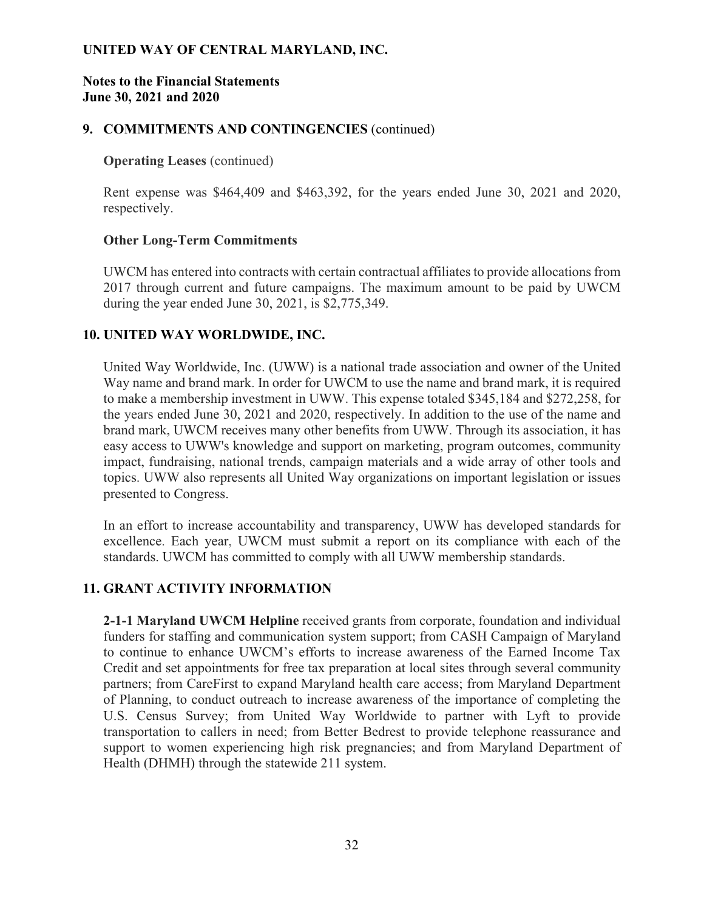**UNITED WAY OF CENTRAL MARYLAND, INC.**

**Notes to the Financial Statements**
**June 30, 2021 and 2020**

## 9. COMMITMENTS AND CONTINGENCIES (continued)

**Operating Leases** (continued)

Rent expense was $464,409 and $463,392, for the years ended June 30, 2021 and 2020, respectively.

**Other Long-Term Commitments**

UWCM has entered into contracts with certain contractual affiliates to provide allocations from 2017 through current and future campaigns. The maximum amount to be paid by UWCM during the year ended June 30, 2021, is $2,775,349.

## 10. UNITED WAY WORLDWIDE, INC.

United Way Worldwide, Inc. (UWW) is a national trade association and owner of the United Way name and brand mark. In order for UWCM to use the name and brand mark, it is required to make a membership investment in UWW. This expense totaled $345,184 and $272,258, for the years ended June 30, 2021 and 2020, respectively. In addition to the use of the name and brand mark, UWCM receives many other benefits from UWW. Through its association, it has easy access to UWW's knowledge and support on marketing, program outcomes, community impact, fundraising, national trends, campaign materials and a wide array of other tools and topics. UWW also represents all United Way organizations on important legislation or issues presented to Congress.

In an effort to increase accountability and transparency, UWW has developed standards for excellence. Each year, UWCM must submit a report on its compliance with each of the standards. UWCM has committed to comply with all UWW membership standards.

## 11. GRANT ACTIVITY INFORMATION

**2-1-1 Maryland UWCM Helpline** received grants from corporate, foundation and individual funders for staffing and communication system support; from CASH Campaign of Maryland to continue to enhance UWCM's efforts to increase awareness of the Earned Income Tax Credit and set appointments for free tax preparation at local sites through several community partners; from CareFirst to expand Maryland health care access; from Maryland Department of Planning, to conduct outreach to increase awareness of the importance of completing the U.S. Census Survey; from United Way Worldwide to partner with Lyft to provide transportation to callers in need; from Better Bedrest to provide telephone reassurance and support to women experiencing high risk pregnancies; and from Maryland Department of Health (DHMH) through the statewide 211 system.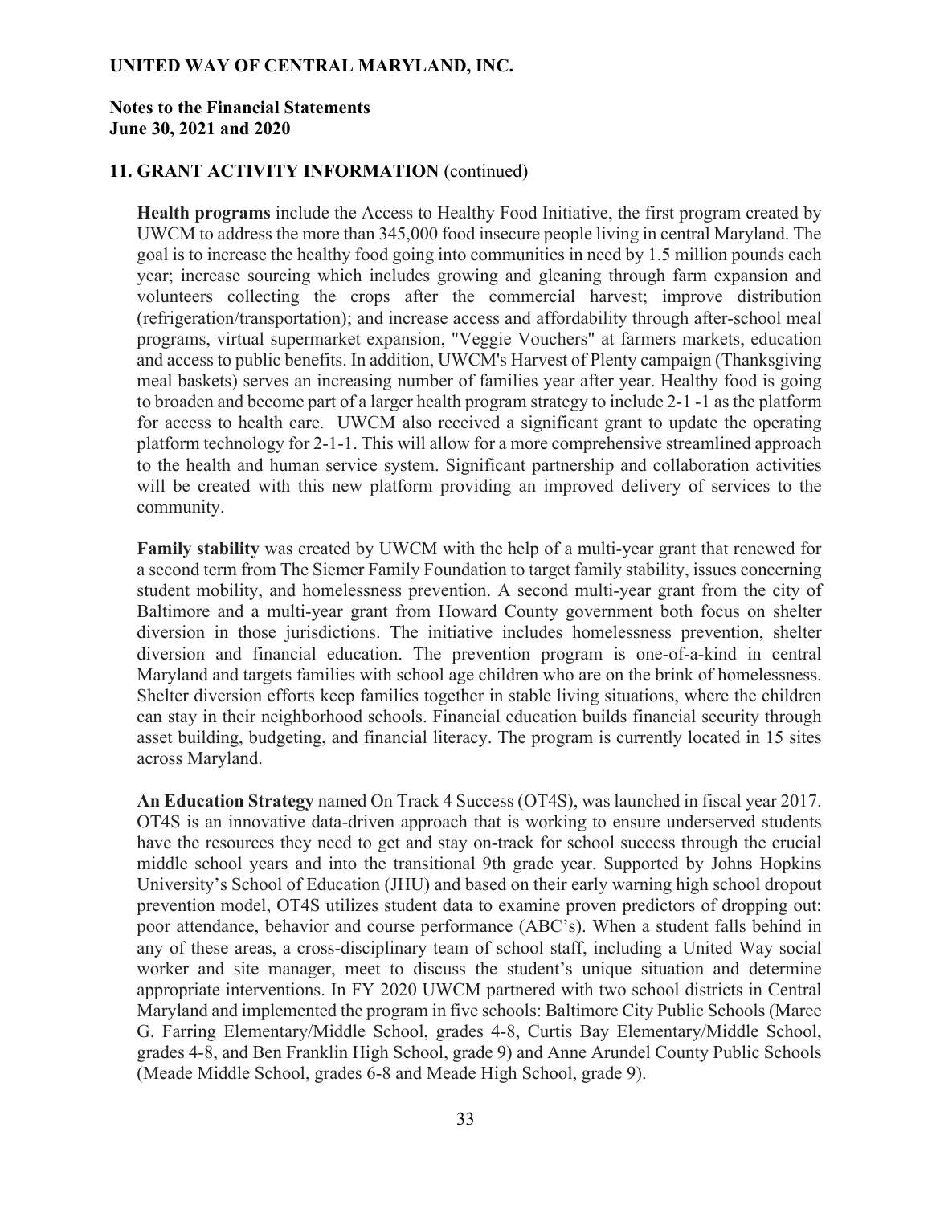**UNITED WAY OF CENTRAL MARYLAND, INC.**

**Notes to the Financial Statements**
**June 30, 2021 and 2020**

**11. GRANT ACTIVITY INFORMATION** (continued)

**Health programs** include the Access to Healthy Food Initiative, the first program created by UWCM to address the more than 345,000 food insecure people living in central Maryland. The goal is to increase the healthy food going into communities in need by 1.5 million pounds each year; increase sourcing which includes growing and gleaning through farm expansion and volunteers collecting the crops after the commercial harvest; improve distribution (refrigeration/transportation); and increase access and affordability through after-school meal programs, virtual supermarket expansion, "Veggie Vouchers" at farmers markets, education and access to public benefits. In addition, UWCM's Harvest of Plenty campaign (Thanksgiving meal baskets) serves an increasing number of families year after year. Healthy food is going to broaden and become part of a larger health program strategy to include 2-1 -1 as the platform for access to health care. UWCM also received a significant grant to update the operating platform technology for 2-1-1. This will allow for a more comprehensive streamlined approach to the health and human service system. Significant partnership and collaboration activities will be created with this new platform providing an improved delivery of services to the community.

**Family stability** was created by UWCM with the help of a multi-year grant that renewed for a second term from The Siemer Family Foundation to target family stability, issues concerning student mobility, and homelessness prevention. A second multi-year grant from the city of Baltimore and a multi-year grant from Howard County government both focus on shelter diversion in those jurisdictions. The initiative includes homelessness prevention, shelter diversion and financial education. The prevention program is one-of-a-kind in central Maryland and targets families with school age children who are on the brink of homelessness. Shelter diversion efforts keep families together in stable living situations, where the children can stay in their neighborhood schools. Financial education builds financial security through asset building, budgeting, and financial literacy. The program is currently located in 15 sites across Maryland.

**An Education Strategy** named On Track 4 Success (OT4S), was launched in fiscal year 2017. OT4S is an innovative data-driven approach that is working to ensure underserved students have the resources they need to get and stay on-track for school success through the crucial middle school years and into the transitional 9th grade year. Supported by Johns Hopkins University's School of Education (JHU) and based on their early warning high school dropout prevention model, OT4S utilizes student data to examine proven predictors of dropping out: poor attendance, behavior and course performance (ABC's). When a student falls behind in any of these areas, a cross-disciplinary team of school staff, including a United Way social worker and site manager, meet to discuss the student's unique situation and determine appropriate interventions. In FY 2020 UWCM partnered with two school districts in Central Maryland and implemented the program in five schools: Baltimore City Public Schools (Maree G. Farring Elementary/Middle School, grades 4-8, Curtis Bay Elementary/Middle School, grades 4-8, and Ben Franklin High School, grade 9) and Anne Arundel County Public Schools (Meade Middle School, grades 6-8 and Meade High School, grade 9).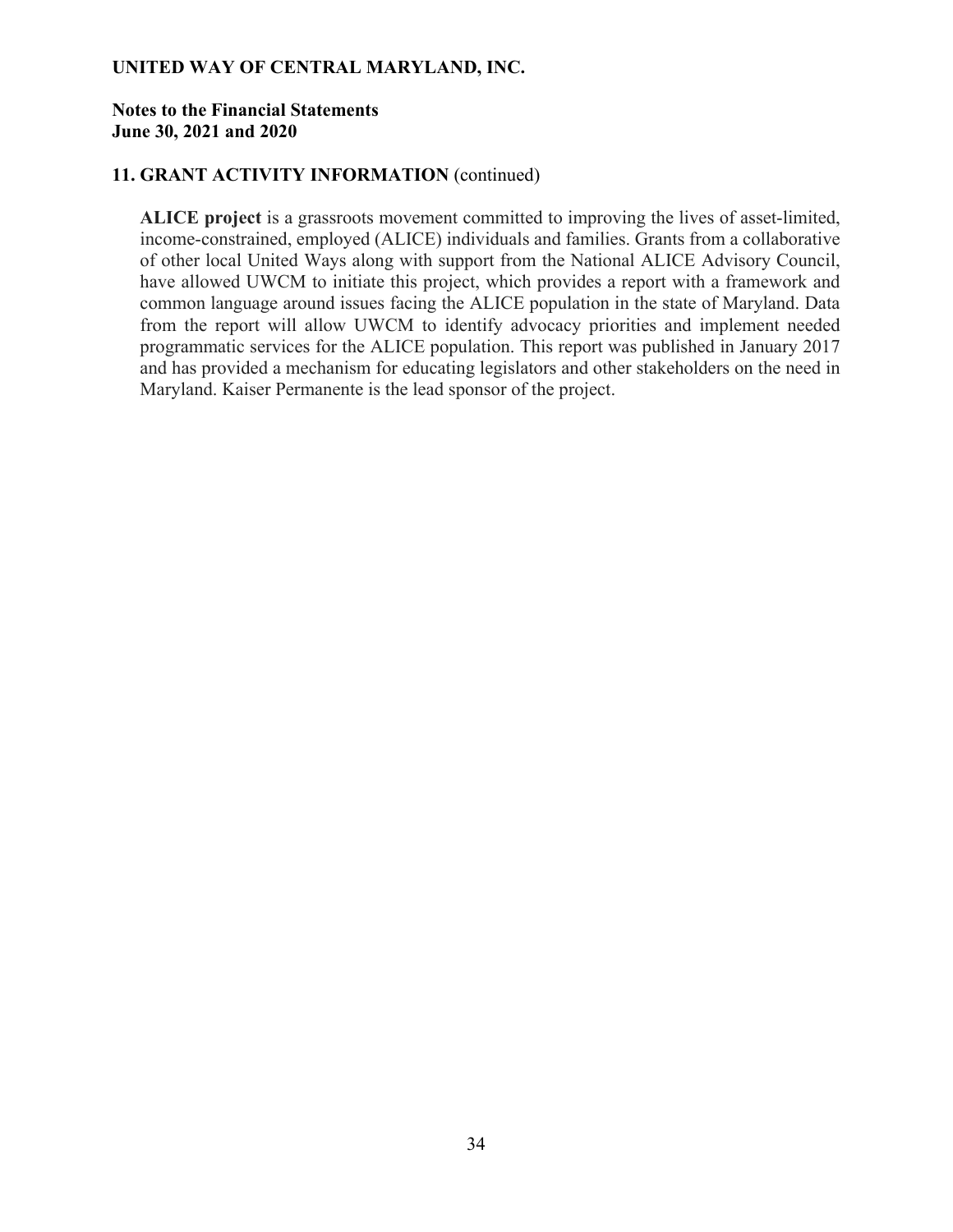**11. GRANT ACTIVITY INFORMATION** (continued)

**ALICE project** is a grassroots movement committed to improving the lives of asset-limited, income-constrained, employed (ALICE) individuals and families. Grants from a collaborative of other local United Ways along with support from the National ALICE Advisory Council, have allowed UWCM to initiate this project, which provides a report with a framework and common language around issues facing the ALICE population in the state of Maryland. Data from the report will allow UWCM to identify advocacy priorities and implement needed programmatic services for the ALICE population. This report was published in January 2017 and has provided a mechanism for educating legislators and other stakeholders on the need in Maryland. Kaiser Permanente is the lead sponsor of the project.